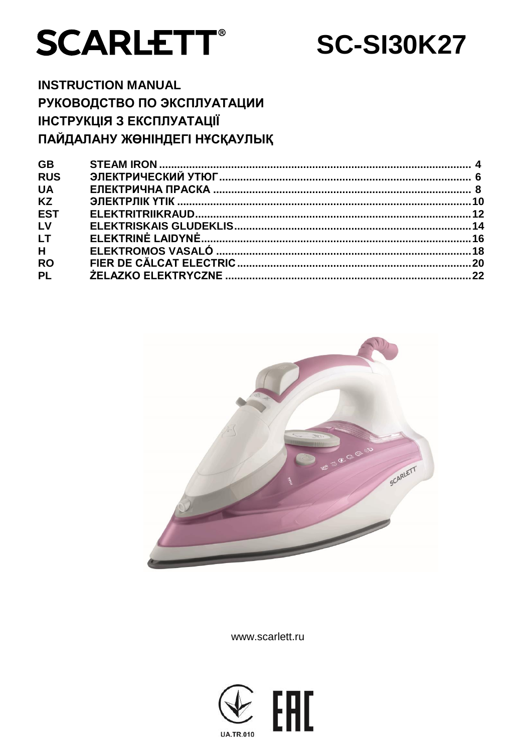# SCARLETT® SC-SI30K27

**INSTRUCTION MANUAL**
**РУКОВОДСТВО ПО ЭКСПЛУАТАЦИИ**
**ІНСТРУКЦІЯ З ЕКСПЛУАТАЦІЇ**
**ПАЙДАЛАНУ ЖӨНІНДЕГІ НҰСҚАУЛЫҚ**

| | | |
|---|---|---|
| GB | STEAM IRON | 4 |
| RUS | ЭЛЕКТРИЧЕСКИЙ УТЮГ | 6 |
| UA | ЕЛЕКТРИЧНА ПРАСКА | 8 |
| KZ | ЭЛЕКТРЛІК ҮТІК | 10 |
| EST | ELEKTRITRIIKRAUD | 12 |
| LV | ELEKTRISKAIS GLUDEKLIS | 14 |
| LT | ELEKTRINĖ LAIDYNĖ | 16 |
| H | ELEKTROMOS VASALÓ | 18 |
| RO | FIER DE CĂLCAT ELECTRIC | 20 |
| PL | ŻELAZKO ELEKTRYCZNE | 22 |

www.scarlett.ru

UA.TR.010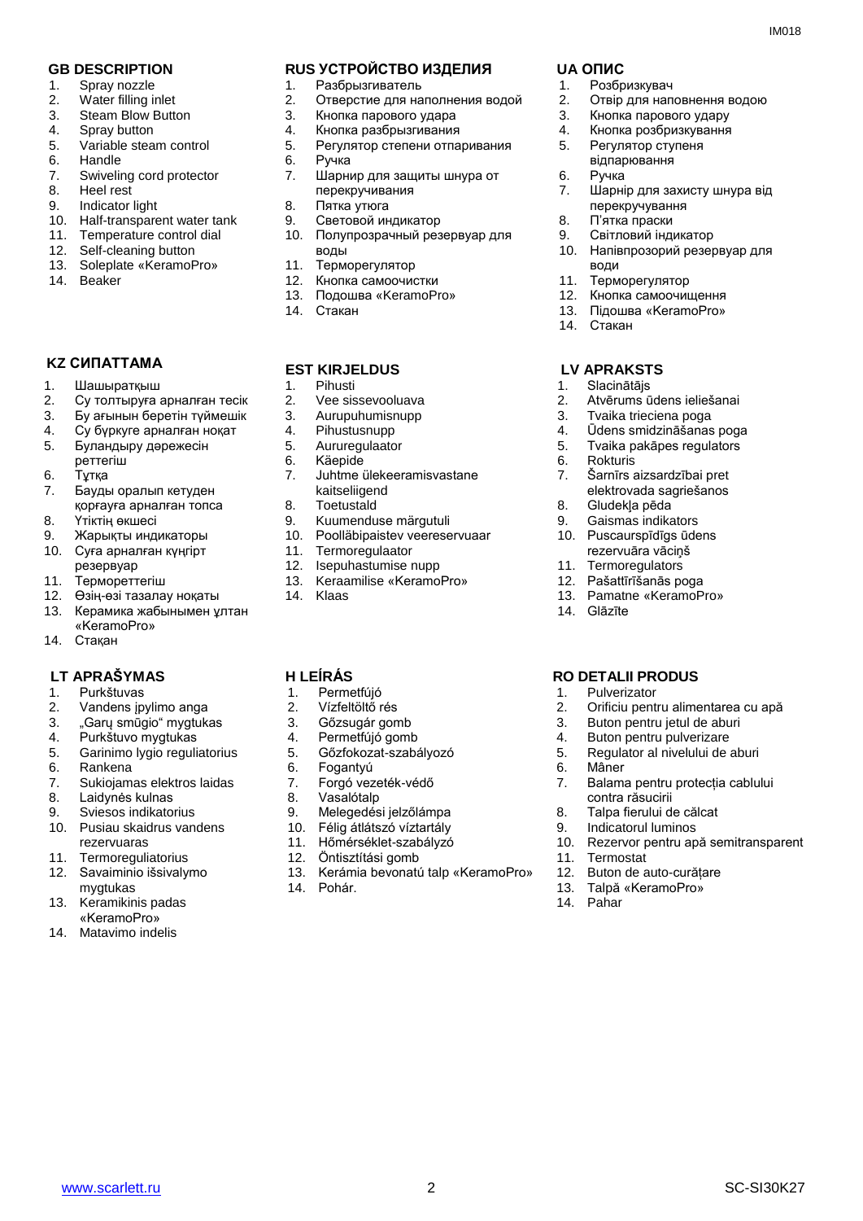## GB DESCRIPTION

1. Spray nozzle
2. Water filling inlet
3. Steam Blow Button
4. Spray button
5. Variable steam control
6. Handle
7. Swiveling cord protector
8. Heel rest
9. Indicator light
10. Half-transparent water tank
11. Temperature control dial
12. Self-cleaning button
13. Soleplate «KeramoPro»
14. Beaker

## RUS УСТРОЙСТВО ИЗДЕЛИЯ

1. Разбрызгиватель
2. Отверстие для наполнения водой
3. Кнопка парового удара
4. Кнопка разбрызгивания
5. Регулятор степени отпаривания
6. Ручка
7. Шарнир для защиты шнура от перекручивания
8. Пятка утюга
9. Световой индикатор
10. Полупрозрачный резервуар для воды
11. Терморегулятор
12. Кнопка самоочистки
13. Подошва «KeramoPro»
14. Стакан

## UA ОПИС

1. Розбризкувач
2. Отвір для наповнення водою
3. Кнопка парового удару
4. Кнопка розбризкування
5. Регулятор ступеня відпарювання
6. Ручка
7. Шарнір для захисту шнура від перекручування
8. П'ятка праски
9. Світловий індикатор
10. Напівпрозорий резервуар для води
11. Терморегулятор
12. Кнопка самоочищення
13. Підошва «KeramoPro»
14. Стакан

## KZ СИПАТТАМА

1. Шашыратқыш
2. Су толтыруға арналған тесік
3. Бу ағынын беретін түймешік
4. Су бүркуге арналған ноқат
5. Буландыру дәрежесін реттегіш
6. Тұтқа
7. Бауды оралып кетуден қорғауға арналған топса
8. Үтіктің өкшесі
9. Жарықты индикаторы
10. Суға арналған күңгірт резервуар
11. Термореттегіш
12. Өзің-өзі тазалау ноқаты
13. Керамика жабынымен ұлтан «KeramoPro»
14. Стақан

## EST KIRJELDUS

1. Pihusti
2. Vee sissevooluava
3. Aurupuhumisnupp
4. Pihustusnupp
5. Aururegulaator
6. Käepide
7. Juhtme ülekeeramisvastane kaitseliigend
8. Toetustald
9. Kuumenduse märgutuli
10. Poolläbipaistev veereservuaar
11. Termoregulaator
12. Isepuhastumise nupp
13. Keraamilise «KeramoPro»
14. Klaas

## LV APRAKSTS

1. Slacinātājs
2. Atvērums ūdens ieliešanai
3. Tvaika trieciena poga
4. Ūdens smidzināšanas poga
5. Tvaika pakāpes regulators
6. Rokturis
7. Šarnīrs aizsardzībai pret elektrovada sagriešanos
8. Gludekļa pēda
9. Gaismas indikators
10. Puscaurspīdīgs ūdens rezervuāra vāciņš
11. Termoregulators
12. Pašattīrīšanās poga
13. Pamatne «KeramoPro»
14. Glāzīte

## LT APRAŠYMAS

1. Purkštuvas
2. Vandens įpylimo anga
3. „Garų smūgio" mygtukas
4. Purkštuvo mygtukas
5. Garinimo lygio reguliatorius
6. Rankena
7. Sukiojamas elektros laidas
8. Laidynės kulnas
9. Sviesos indikatorius
10. Pusiau skaidrus vandens rezervuaras
11. Termoreguliatorius
12. Savaiminio išsivalymo mygtukas
13. Keramikinis padas «KeramoPro»
14. Matavimo indelis

## H LEÍRÁS

1. Permetfújó
2. Vízfeltöltő rés
3. Gőzsugár gomb
4. Permetfújó gomb
5. Gőzfokozat-szabályozó
6. Fogantyú
7. Forgó vezeték-védő
8. Vasalótalp
9. Melegedési jelzőlámpa
10. Félig átlátszó víztartály
11. Hőmérséklet-szabályzó
12. Öntisztítási gomb
13. Kerámia bevonatú talp «KeramoPro»
14. Pohár.

## RO DETALII PRODUS

1. Pulverizator
2. Orificiu pentru alimentarea cu apă
3. Buton pentru jetul de aburi
4. Buton pentru pulverizare
5. Regulator al nivelului de aburi
6. Mâner
7. Balama pentru protecția cablului contra răsucirii
8. Talpa fierului de călcat
9. Indicatorul luminos
10. Rezervor pentru apă semitransparent
11. Termostat
12. Buton de auto-curățare
13. Talpă «KeramoPro»
14. Pahar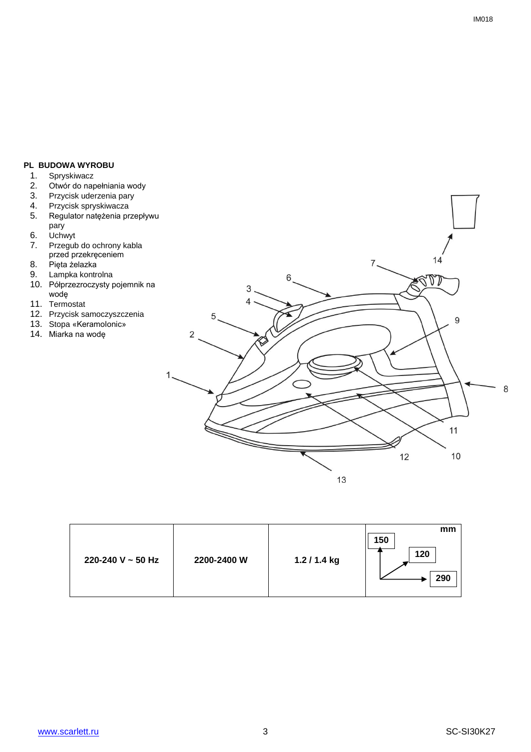## PL BUDOWA WYROBU

1. Spryskiwacz
2. Otwór do napełniania wody
3. Przycisk uderzenia pary
4. Przycisk spryskiwacza
5. Regulator natężenia przepływu pary
6. Uchwyt
7. Przegub do ochrony kabla przed przekręceniem
8. Pięta żelazka
9. Lampka kontrolna
10. Półprzezroczysty pojemnik na wodę
11. Termostat
12. Przycisk samoczyszczenia
13. Stopa «Keramolonic»
14. Miarka na wodę

| 220-240 V ~ 50 Hz | 2200-2400 W | 1.2 / 1.4 kg | mm: 150 / 120 / 290 |
|---|---|---|---|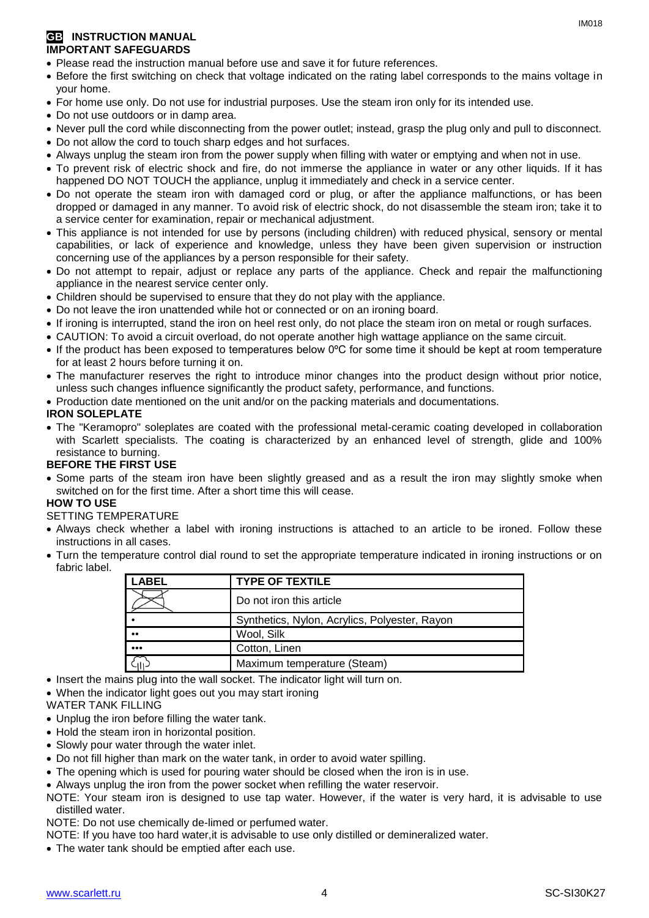## GB INSTRUCTION MANUAL

### IMPORTANT SAFEGUARDS

- Please read the instruction manual before use and save it for future references.
- Before the first switching on check that voltage indicated on the rating label corresponds to the mains voltage in your home.
- For home use only. Do not use for industrial purposes. Use the steam iron only for its intended use.
- Do not use outdoors or in damp area.
- Never pull the cord while disconnecting from the power outlet; instead, grasp the plug only and pull to disconnect.
- Do not allow the cord to touch sharp edges and hot surfaces.
- Always unplug the steam iron from the power supply when filling with water or emptying and when not in use.
- To prevent risk of electric shock and fire, do not immerse the appliance in water or any other liquids. If it has happened DO NOT TOUCH the appliance, unplug it immediately and check in a service center.
- Do not operate the steam iron with damaged cord or plug, or after the appliance malfunctions, or has been dropped or damaged in any manner. To avoid risk of electric shock, do not disassemble the steam iron; take it to a service center for examination, repair or mechanical adjustment.
- This appliance is not intended for use by persons (including children) with reduced physical, sensory or mental capabilities, or lack of experience and knowledge, unless they have been given supervision or instruction concerning use of the appliances by a person responsible for their safety.
- Do not attempt to repair, adjust or replace any parts of the appliance. Check and repair the malfunctioning appliance in the nearest service center only.
- Children should be supervised to ensure that they do not play with the appliance.
- Do not leave the iron unattended while hot or connected or on an ironing board.
- If ironing is interrupted, stand the iron on heel rest only, do not place the steam iron on metal or rough surfaces.
- CAUTION: To avoid a circuit overload, do not operate another high wattage appliance on the same circuit.
- If the product has been exposed to temperatures below 0ºC for some time it should be kept at room temperature for at least 2 hours before turning it on.
- The manufacturer reserves the right to introduce minor changes into the product design without prior notice, unless such changes influence significantly the product safety, performance, and functions.
- Production date mentioned on the unit and/or on the packing materials and documentations.

### IRON SOLEPLATE

- The "Keramopro" soleplates are coated with the professional metal-ceramic coating developed in collaboration with Scarlett specialists. The coating is characterized by an enhanced level of strength, glide and 100% resistance to burning.

### BEFORE THE FIRST USE

- Some parts of the steam iron have been slightly greased and as a result the iron may slightly smoke when switched on for the first time. After a short time this will cease.

### HOW TO USE

SETTING TEMPERATURE

- Always check whether a label with ironing instructions is attached to an article to be ironed. Follow these instructions in all cases.
- Turn the temperature control dial round to set the appropriate temperature indicated in ironing instructions or on fabric label.

| LABEL | TYPE OF TEXTILE |
|---|---|
| (crossed-out iron) | Do not iron this article |
| • | Synthetics, Nylon, Acrylics, Polyester, Rayon |
| •• | Wool, Silk |
| ••• | Cotton, Linen |
| (steam) | Maximum temperature (Steam) |

- Insert the mains plug into the wall socket. The indicator light will turn on.
- When the indicator light goes out you may start ironing

WATER TANK FILLING

- Unplug the iron before filling the water tank.
- Hold the steam iron in horizontal position.
- Slowly pour water through the water inlet.
- Do not fill higher than mark on the water tank, in order to avoid water spilling.
- The opening which is used for pouring water should be closed when the iron is in use.
- Always unplug the iron from the power socket when refilling the water reservoir.

NOTE: Your steam iron is designed to use tap water. However, if the water is very hard, it is advisable to use distilled water.

NOTE: Do not use chemically de-limed or perfumed water.

NOTE: If you have too hard water,it is advisable to use only distilled or demineralized water.

- The water tank should be emptied after each use.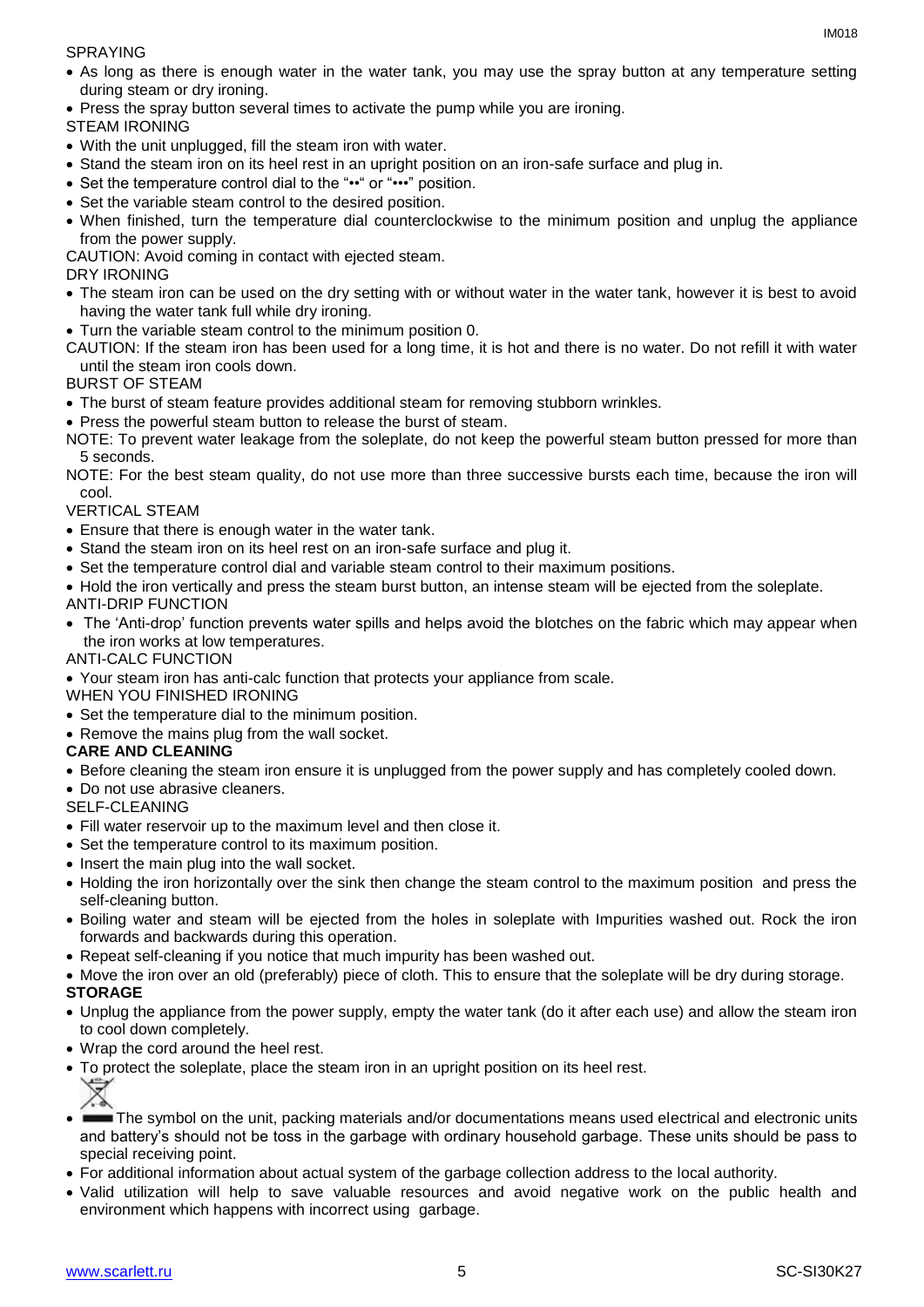SPRAYING

- As long as there is enough water in the water tank, you may use the spray button at any temperature setting during steam or dry ironing.
- Press the spray button several times to activate the pump while you are ironing.

STEAM IRONING

- With the unit unplugged, fill the steam iron with water.
- Stand the steam iron on its heel rest in an upright position on an iron-safe surface and plug in.
- Set the temperature control dial to the "••" or "•••" position.
- Set the variable steam control to the desired position.
- When finished, turn the temperature dial counterclockwise to the minimum position and unplug the appliance from the power supply.

CAUTION: Avoid coming in contact with ejected steam.

DRY IRONING

- The steam iron can be used on the dry setting with or without water in the water tank, however it is best to avoid having the water tank full while dry ironing.
- Turn the variable steam control to the minimum position 0.

CAUTION: If the steam iron has been used for a long time, it is hot and there is no water. Do not refill it with water until the steam iron cools down.

BURST OF STEAM

- The burst of steam feature provides additional steam for removing stubborn wrinkles.
- Press the powerful steam button to release the burst of steam.

NOTE: To prevent water leakage from the soleplate, do not keep the powerful steam button pressed for more than 5 seconds.

NOTE: For the best steam quality, do not use more than three successive bursts each time, because the iron will cool.

VERTICAL STEAM

- Ensure that there is enough water in the water tank.
- Stand the steam iron on its heel rest on an iron-safe surface and plug it.
- Set the temperature control dial and variable steam control to their maximum positions.
- Hold the iron vertically and press the steam burst button, an intense steam will be ejected from the soleplate.

ANTI-DRIP FUNCTION

- The 'Anti-drop' function prevents water spills and helps avoid the blotches on the fabric which may appear when the iron works at low temperatures.

ANTI-CALC FUNCTION

- Your steam iron has anti-calc function that protects your appliance from scale.

WHEN YOU FINISHED IRONING

- Set the temperature dial to the minimum position.
- Remove the mains plug from the wall socket.

**CARE AND CLEANING**

- Before cleaning the steam iron ensure it is unplugged from the power supply and has completely cooled down.
- Do not use abrasive cleaners.

SELF-CLEANING

- Fill water reservoir up to the maximum level and then close it.
- Set the temperature control to its maximum position.
- Insert the main plug into the wall socket.
- Holding the iron horizontally over the sink then change the steam control to the maximum position and press the self-cleaning button.
- Boiling water and steam will be ejected from the holes in soleplate with Impurities washed out. Rock the iron forwards and backwards during this operation.
- Repeat self-cleaning if you notice that much impurity has been washed out.
- Move the iron over an old (preferably) piece of cloth. This to ensure that the soleplate will be dry during storage.

**STORAGE**

- Unplug the appliance from the power supply, empty the water tank (do it after each use) and allow the steam iron to cool down completely.
- Wrap the cord around the heel rest.
- To protect the soleplate, place the steam iron in an upright position on its heel rest.
- The symbol on the unit, packing materials and/or documentations means used electrical and electronic units and battery's should not be toss in the garbage with ordinary household garbage. These units should be pass to special receiving point.
- For additional information about actual system of the garbage collection address to the local authority.
- Valid utilization will help to save valuable resources and avoid negative work on the public health and environment which happens with incorrect using garbage.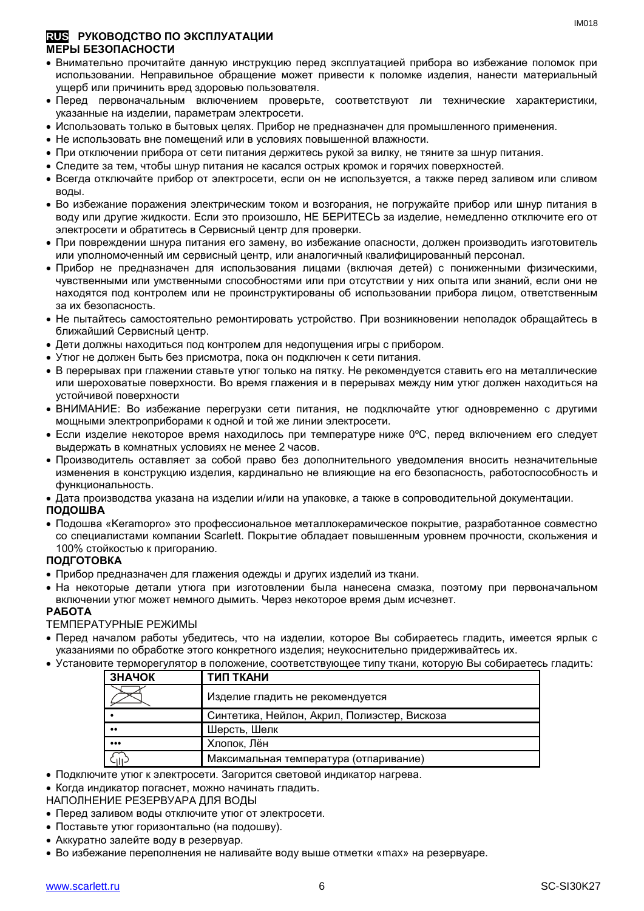## RUS РУКОВОДСТВО ПО ЭКСПЛУАТАЦИИ

### МЕРЫ БЕЗОПАСНОСТИ

- Внимательно прочитайте данную инструкцию перед эксплуатацией прибора во избежание поломок при использовании. Неправильное обращение может привести к поломке изделия, нанести материальный ущерб или причинить вред здоровью пользователя.
- Перед первоначальным включением проверьте, соответствуют ли технические характеристики, указанные на изделии, параметрам электросети.
- Использовать только в бытовых целях. Прибор не предназначен для промышленного применения.
- Не использовать вне помещений или в условиях повышенной влажности.
- При отключении прибора от сети питания держитесь рукой за вилку, не тяните за шнур питания.
- Следите за тем, чтобы шнур питания не касался острых кромок и горячих поверхностей.
- Всегда отключайте прибор от электросети, если он не используется, а также перед заливом или сливом воды.
- Во избежание поражения электрическим током и возгорания, не погружайте прибор или шнур питания в воду или другие жидкости. Если это произошло, НЕ БЕРИТЕСЬ за изделие, немедленно отключите его от электросети и обратитесь в Сервисный центр для проверки.
- При повреждении шнура питания его замену, во избежание опасности, должен производить изготовитель или уполномоченный им сервисный центр, или аналогичный квалифицированный персонал.
- Прибор не предназначен для использования лицами (включая детей) с пониженными физическими, чувственными или умственными способностями или при отсутствии у них опыта или знаний, если они не находятся под контролем или не проинструктированы об использовании прибора лицом, ответственным за их безопасность.
- Не пытайтесь самостоятельно ремонтировать устройство. При возникновении неполадок обращайтесь в ближайший Сервисный центр.
- Дети должны находиться под контролем для недопущения игры с прибором.
- Утюг не должен быть без присмотра, пока он подключен к сети питания.
- В перерывах при глажении ставьте утюг только на пятку. Не рекомендуется ставить его на металлические или шероховатые поверхности. Во время глажения и в перерывах между ним утюг должен находиться на устойчивой поверхности
- ВНИМАНИЕ: Во избежание перегрузки сети питания, не подключайте утюг одновременно с другими мощными электроприборами к одной и той же линии электросети.
- Если изделие некоторое время находилось при температуре ниже 0ºC, перед включением его следует выдержать в комнатных условиях не менее 2 часов.
- Производитель оставляет за собой право без дополнительного уведомления вносить незначительные изменения в конструкцию изделия, кардинально не влияющие на его безопасность, работоспособность и функциональность.
- Дата производства указана на изделии и/или на упаковке, а также в сопроводительной документации.

### ПОДОШВА

- Подошва «Keramopro» это профессиональное металлокерамическое покрытие, разработанное совместно со специалистами компании Scarlett. Покрытие обладает повышенным уровнем прочности, скольжения и 100% стойкостью к пригоранию.

### ПОДГОТОВКА

- Прибор предназначен для глажения одежды и других изделий из ткани.
- На некоторые детали утюга при изготовлении была нанесена смазка, поэтому при первоначальном включении утюг может немного дымить. Через некоторое время дым исчезнет.

### РАБОТА

ТЕМПЕРАТУРНЫЕ РЕЖИМЫ

- Перед началом работы убедитесь, что на изделии, которое Вы собираетесь гладить, имеется ярлык с указаниями по обработке этого конкретного изделия; неукоснительно придерживайтесь их.
- Установите терморегулятор в положение, соответствующее типу ткани, которую Вы собираетесь гладить:

| ЗНАЧОК | ТИП ТКАНИ |
|---|---|
| (перечёркнутый утюг) | Изделие гладить не рекомендуется |
| • | Синтетика, Нейлон, Акрил, Полиэстер, Вискоза |
| •• | Шерсть, Шелк |
| ••• | Хлопок, Лён |
| (пар) | Максимальная температура (отпаривание) |

- Подключите утюг к электросети. Загорится световой индикатор нагрева.
- Когда индикатор погаснет, можно начинать гладить.

НАПОЛНЕНИЕ РЕЗЕРВУАРА ДЛЯ ВОДЫ

- Перед заливом воды отключите утюг от электросети.
- Поставьте утюг горизонтально (на подошву).
- Аккуратно залейте воду в резервуар.
- Во избежание переполнения не наливайте воду выше отметки «max» на резервуаре.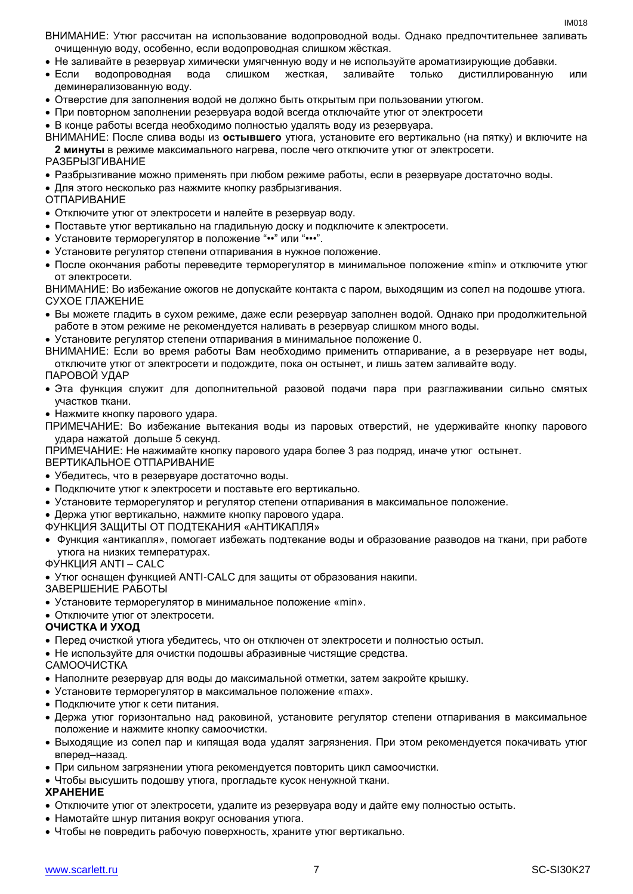ВНИМАНИЕ: Утюг рассчитан на использование водопроводной воды. Однако предпочтительнее заливать очищенную воду, особенно, если водопроводная слишком жёсткая.

- Не заливайте в резервуар химически умягченную воду и не используйте ароматизирующие добавки.
- Если водопроводная вода слишком жесткая, заливайте только дистиллированную или деминерализованную воду.
- Отверстие для заполнения водой не должно быть открытым при пользовании утюгом.
- При повторном заполнении резервуара водой всегда отключайте утюг от электросети
- В конце работы всегда необходимо полностью удалять воду из резервуара.

ВНИМАНИЕ: После слива воды из **остывшего** утюга, установите его вертикально (на пятку) и включите на **2 минуты** в режиме максимального нагрева, после чего отключите утюг от электросети.

РАЗБРЫЗГИВАНИЕ

- Разбрызгивание можно применять при любом режиме работы, если в резервуаре достаточно воды.
- Для этого несколько раз нажмите кнопку разбрызгивания.

ОТПАРИВАНИЕ

- Отключите утюг от электросети и налейте в резервуар воду.
- Поставьте утюг вертикально на гладильную доску и подключите к электросети.
- Установите терморегулятор в положение "••" или "•••".
- Установите регулятор степени отпаривания в нужное положение.
- После окончания работы переведите терморегулятор в минимальное положение «min» и отключите утюг от электросети.

ВНИМАНИЕ: Во избежание ожогов не допускайте контакта с паром, выходящим из сопел на подошве утюга.

СУХОЕ ГЛАЖЕНИЕ

- Вы можете гладить в сухом режиме, даже если резервуар заполнен водой. Однако при продолжительной работе в этом режиме не рекомендуется наливать в резервуар слишком много воды.
- Установите регулятор степени отпаривания в минимальное положение 0.

ВНИМАНИЕ: Если во время работы Вам необходимо применить отпаривание, а в резервуаре нет воды, отключите утюг от электросети и подождите, пока он остынет, и лишь затем заливайте воду.

ПАРОВОЙ УДАР

- Эта функция служит для дополнительной разовой подачи пара при разглаживании сильно смятых участков ткани.
- Нажмите кнопку парового удара.

ПРИМЕЧАНИЕ: Во избежание вытекания воды из паровых отверстий, не удерживайте кнопку парового удара нажатой дольше 5 секунд.

ПРИМЕЧАНИЕ: Не нажимайте кнопку парового удара более 3 раз подряд, иначе утюг остынет.

ВЕРТИКАЛЬНОЕ ОТПАРИВАНИЕ

- Убедитесь, что в резервуаре достаточно воды.
- Подключите утюг к электросети и поставьте его вертикально.
- Установите терморегулятор и регулятор степени отпаривания в максимальное положение.
- Держа утюг вертикально, нажмите кнопку парового удара.

ФУНКЦИЯ ЗАЩИТЫ ОТ ПОДТЕКАНИЯ «АНТИКАПЛЯ»

- Функция «антикапля», помогает избежать подтекание воды и образование разводов на ткани, при работе утюга на низких температурах.

ФУНКЦИЯ ANTI – CALC

- Утюг оснащен функцией ANTI-CALC для защиты от образования накипи.

ЗАВЕРШЕНИЕ РАБОТЫ

- Установите терморегулятор в минимальное положение «min».
- Отключите утюг от электросети.

**ОЧИСТКА И УХОД**

- Перед очисткой утюга убедитесь, что он отключен от электросети и полностью остыл.
- Не используйте для очистки подошвы абразивные чистящие средства.

САМООЧИСТКА

- Наполните резервуар для воды до максимальной отметки, затем закройте крышку.
- Установите терморегулятор в максимальное положение «max».
- Подключите утюг к сети питания.
- Держа утюг горизонтально над раковиной, установите регулятор степени отпаривания в максимальное положение и нажмите кнопку самоочистки.
- Выходящие из сопел пар и кипящая вода удалят загрязнения. При этом рекомендуется покачивать утюг вперед–назад.
- При сильном загрязнении утюга рекомендуется повторить цикл самоочистки.
- Чтобы высушить подошву утюга, прогладьте кусок ненужной ткани.

**ХРАНЕНИЕ**

- Отключите утюг от электросети, удалите из резервуара воду и дайте ему полностью остыть.
- Намотайте шнур питания вокруг основания утюга.
- Чтобы не повредить рабочую поверхность, храните утюг вертикально.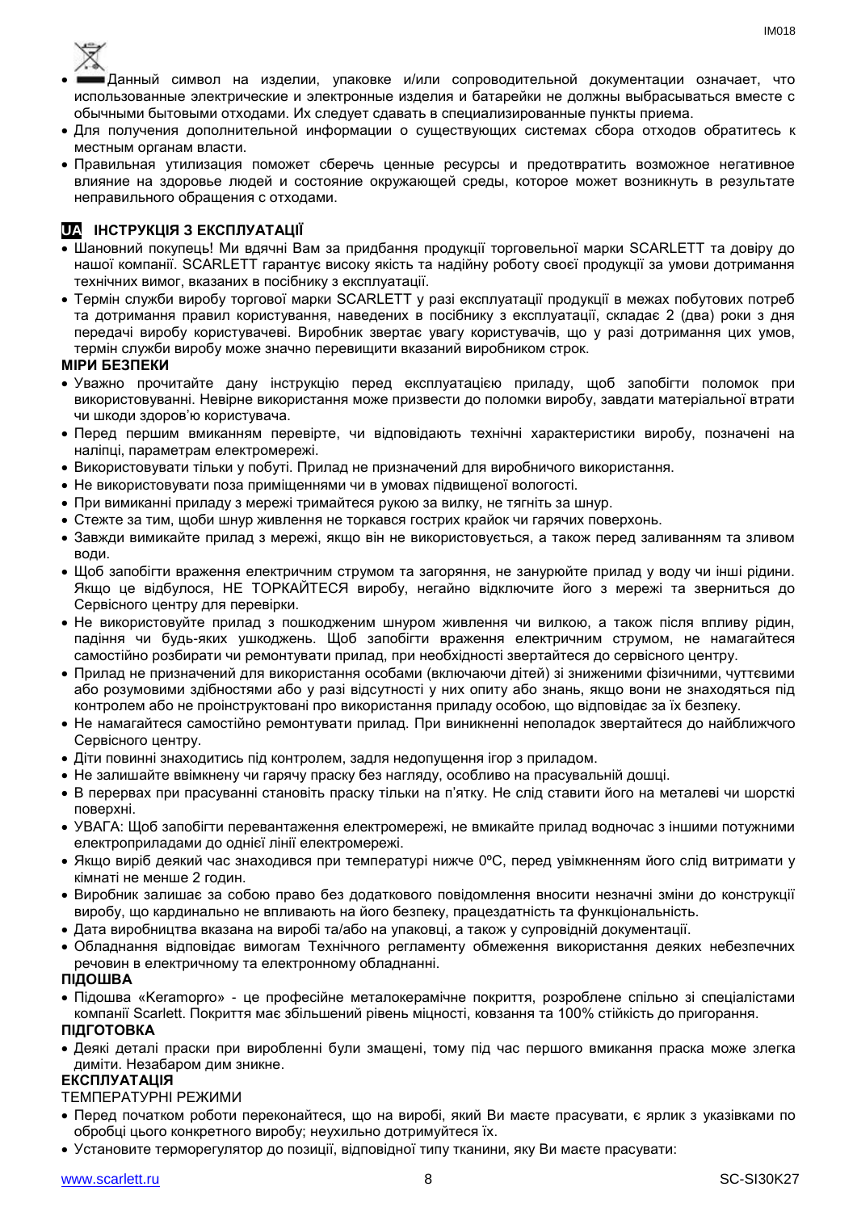- Данный символ на изделии, упаковке и/или сопроводительной документации означает, что использованные электрические и электронные изделия и батарейки не должны выбрасываться вместе с обычными бытовыми отходами. Их следует сдавать в специализированные пункты приема.
- Для получения дополнительной информации о существующих системах сбора отходов обратитесь к местным органам власти.
- Правильная утилизация поможет сберечь ценные ресурсы и предотвратить возможное негативное влияние на здоровье людей и состояние окружающей среды, которое может возникнуть в результате неправильного обращения с отходами.

## UA ІНСТРУКЦІЯ З ЕКСПЛУАТАЦІЇ

- Шановний покупець! Ми вдячні Вам за придбання продукції торговельної марки SCARLETT та довіру до нашої компанії. SCARLETT гарантує високу якість та надійну роботу своєї продукції за умови дотримання технічних вимог, вказаних в посібнику з експлуатації.
- Термін служби виробу торгової марки SCARLETT у разі експлуатації продукції в межах побутових потреб та дотримання правил користування, наведених в посібнику з експлуатації, складає 2 (два) роки з дня передачі виробу користувачеві. Виробник звертає увагу користувачів, що у разі дотримання цих умов, термін служби виробу може значно перевищити вказаний виробником строк.

### МІРИ БЕЗПЕКИ

- Уважно прочитайте дану інструкцію перед експлуатацією приладу, щоб запобігти поломок при використовуванні. Невірне використання може призвести до поломки виробу, завдати матеріальної втрати чи шкоди здоров'ю користувача.
- Перед першим вмиканням перевірте, чи відповідають технічні характеристики виробу, позначені на наліпці, параметрам електромережі.
- Використовувати тільки у побуті. Прилад не призначений для виробничого використання.
- Не використовувати поза приміщеннями чи в умовах підвищеної вологості.
- При вимиканні приладу з мережі тримайтеся рукою за вилку, не тягніть за шнур.
- Стежте за тим, щоби шнур живлення не торкався гострих крайок чи гарячих поверхонь.
- Завжди вимикайте прилад з мережі, якщо він не використовується, а також перед заливанням та зливом води.
- Щоб запобігти враження електричним струмом та загоряння, не занурюйте прилад у воду чи інші рідини. Якщо це відбулося, НЕ ТОРКАЙТЕСЯ виробу, негайно відключите його з мережі та зверниться до Сервісного центру для перевірки.
- Не використовуйте прилад з пошкодженим шнуром живлення чи вилкою, а також після впливу рідин, падіння чи будь-яких ушкоджень. Щоб запобігти враження електричним струмом, не намагайтеся самостійно розбирати чи ремонтувати прилад, при необхідності звертайтеся до сервісного центру.
- Прилад не призначений для використання особами (включаючи дітей) зі зниженими фізичними, чуттєвими або розумовими здібностями або у разі відсутності у них опиту або знань, якщо вони не знаходяться під контролем або не проінструктовані про використання приладу особою, що відповідає за їх безпеку.
- Не намагайтеся самостійно ремонтувати прилад. При виникненні неполадок звертайтеся до найближчого Сервісного центру.
- Діти повинні знаходитись під контролем, задля недопущення ігор з приладом.
- Не залишайте ввімкнену чи гарячу праску без нагляду, особливо на прасувальній дошці.
- В перервах при прасуванні становіть праску тільки на п'ятку. Не слід ставити його на металеві чи шорсткі поверхні.
- УВАГА: Щоб запобігти перевантаження електромережі, не вмикайте прилад водночас з іншими потужними електроприладами до однієї лінії електромережі.
- Якщо виріб деякий час знаходився при температурі нижче 0ºC, перед увімкненням його слід витримати у кімнаті не менше 2 годин.
- Виробник залишає за собою право без додаткового повідомлення вносити незначні зміни до конструкції виробу, що кардинально не впливають на його безпеку, працездатність та функціональність.
- Дата виробництва вказана на виробі та/або на упаковці, а також у супровідній документації.
- Обладнання відповідає вимогам Технічного регламенту обмеження використання деяких небезпечних речовин в електричному та електронному обладнанні.

### ПІДОШВА

- Підошва «Keramopro» - це професійне металокерамічне покриття, розроблене спільно зі спеціалістами компанії Scarlett. Покриття має збільшений рівень міцності, ковзання та 100% стійкість до пригорання.

### ПІДГОТОВКА

- Деякі деталі праски при виробленні були змащені, тому під час першого вмикання праска може злегка диміти. Незабаром дим зникне.

### ЕКСПЛУАТАЦІЯ

ТЕМПЕРАТУРНІ РЕЖИМИ

- Перед початком роботи переконайтеся, що на виробі, який Ви маєте прасувати, є ярлик з указівками по обробці цього конкретного виробу; неухильно дотримуйтеся їх.
- Установите терморегулятор до позиції, відповідної типу тканини, яку Ви маєте прасувати: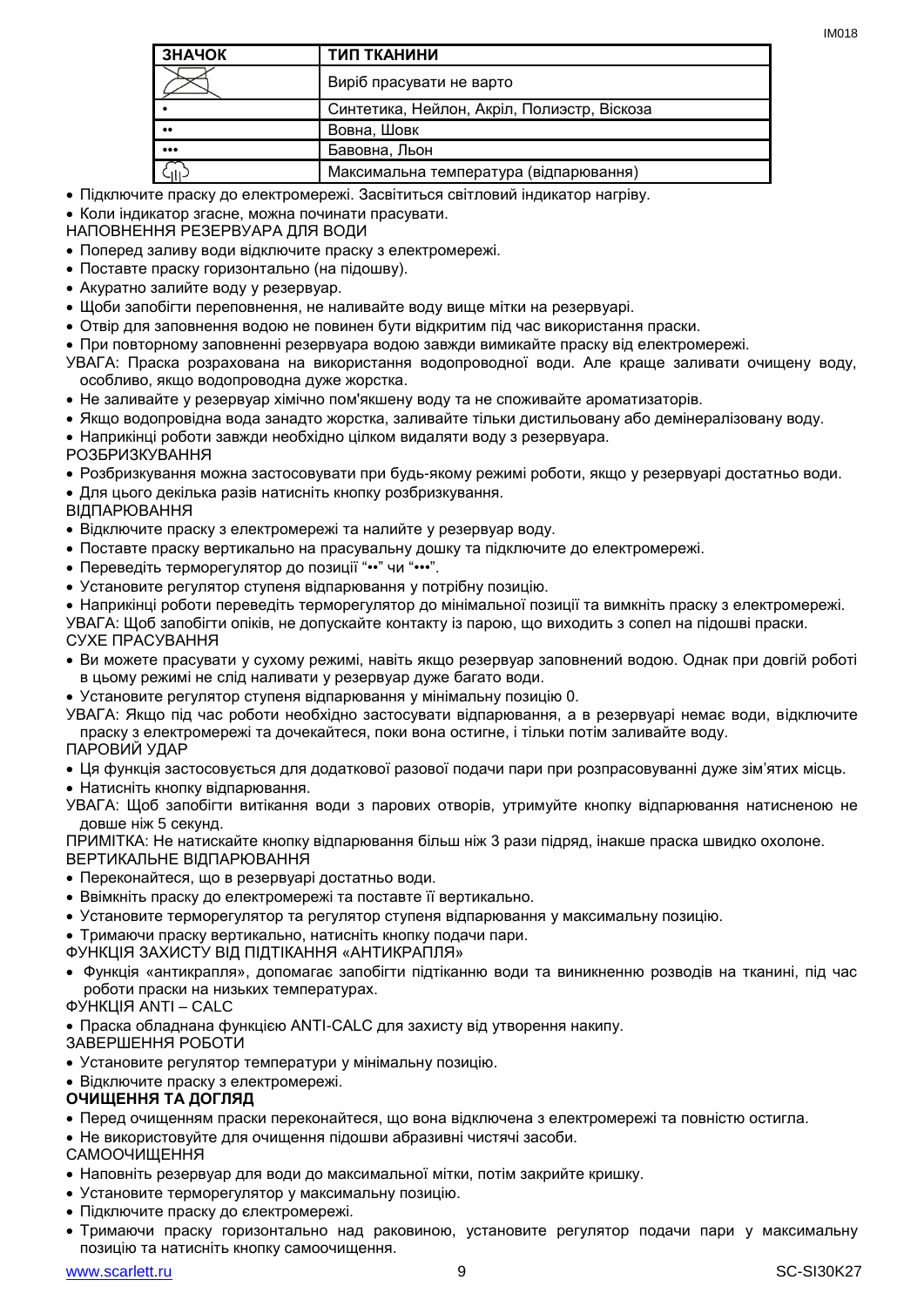| ЗНАЧОК | ТИП ТКАНИНИ |
|---|---|
| ⊠ | Виріб прасувати не варто |
| • | Синтетика, Нейлон, Акріл, Полиэстр, Віскоза |
| •• | Вовна, Шовк |
| ••• | Бавовна, Льон |
| ♨ | Максимальна температура (відпарювання) |

- Підключите праску до електромережі. Засвітиться світловий індикатор нагріву.
- Коли індикатор згасне, можна починати прасувати.

НАПОВНЕННЯ РЕЗЕРВУАРА ДЛЯ ВОДИ

- Поперед заливу води відключите праску з електромережі.
- Поставте праску горизонтально (на підошву).
- Акуратно залийте воду у резервуар.
- Щоби запобігти переповнення, не наливайте воду вище мітки на резервуарі.
- Отвір для заповнення водою не повинен бути відкритим під час використання праски.
- При повторному заповненні резервуара водою завжди вимикайте праску від електромережі.

УВАГА: Праска розрахована на використання водопроводної води. Але краще заливати очищену воду, особливо, якщо водопроводна дуже жорстка.

- Не заливайте у резервуар хімічно пом'якшену воду та не споживайте ароматизаторів.
- Якщо водопровідна вода занадто жорстка, заливайте тільки дистильовану або демінералізовану воду.
- Наприкінці роботи завжди необхідно цілком видаляти воду з резервуара.

РОЗБРИЗКУВАННЯ

- Розбризкування можна застосовувати при будь-якому режимі роботи, якщо у резервуарі достатньо води.
- Для цього декілька разів натисніть кнопку розбризкування.

ВІДПАРЮВАННЯ

- Відключите праску з електромережі та налийте у резервуар воду.
- Поставте праску вертикально на прасувальну дошку та підключите до електромережі.
- Переведіть терморегулятор до позиції "••" чи "•••".
- Установите регулятор ступеня відпарювання у потрібну позицію.
- Наприкінці роботи переведіть терморегулятор до мінімальної позиції та вимкніть праску з електромережі.

УВАГА: Щоб запобігти опіків, не допускайте контакту із парою, що виходить з сопел на підошві праски.

СУХЕ ПРАСУВАННЯ

- Ви можете прасувати у сухому режимі, навіть якщо резервуар заповнений водою. Однак при довгій роботі в цьому режимі не слід наливати у резервуар дуже багато води.
- Установите регулятор ступеня відпарювання у мінімальну позицію 0.

УВАГА: Якщо під час роботи необхідно застосувати відпарювання, а в резервуарі немає води, відключите праску з електромережі та дочекайтеся, поки вона остигне, і тільки потім заливайте воду.

ПАРОВИЙ УДАР

- Ця функція застосовується для додаткової разової подачі пари при розпрасовуванні дуже зім'ятих місць.
- Натисніть кнопку відпарювання.

УВАГА: Щоб запобігти витікання води з парових отворів, утримуйте кнопку відпарювання натисненою не довше ніж 5 секунд.

ПРИМІТКА: Не натискайте кнопку відпарювання більш ніж 3 рази підряд, інакше праска швидко охолоне.

ВЕРТИКАЛЬНЕ ВІДПАРЮВАННЯ

- Переконайтеся, що в резервуарі достатньо води.
- Ввімкніть праску до електромережі та поставте її вертикально.
- Установите терморегулятор та регулятор ступеня відпарювання у максимальну позицію.
- Тримаючи праску вертикально, натисніть кнопку подачи пари.

ФУНКЦІЯ ЗАХИСТУ ВІД ПІДТІКАННЯ «АНТИКРАПЛЯ»

- Функція «антикрапля», допомагає запобігти підтіканню води та виникненню розводів на тканині, під час роботи праски на низьких температурах.

ФУНКЦІЯ ANTI – CALC

- Праска обладнана функцією ANTI-CALC для захисту від утворення накипу.

ЗАВЕРШЕННЯ РОБОТИ

- Установите регулятор температури у мінімальну позицію.
- Відключите праску з електромережі.

**ОЧИЩЕННЯ ТА ДОГЛЯД**

- Перед очищенням праски переконайтеся, що вона відключена з електромережі та повністю остигла.
- Не використовуйте для очищення підошви абразивні чистячі засоби.

САМООЧИЩЕННЯ

- Наповніть резервуар для води до максимальної мітки, потім закрийте кришку.
- Установите терморегулятор у максимальну позицію.
- Підключите праску до єлектромережі.
- Тримаючи праску горизонтально над раковиною, установите регулятор подачи пари у максимальну позицію та натисніть кнопку самоочищення.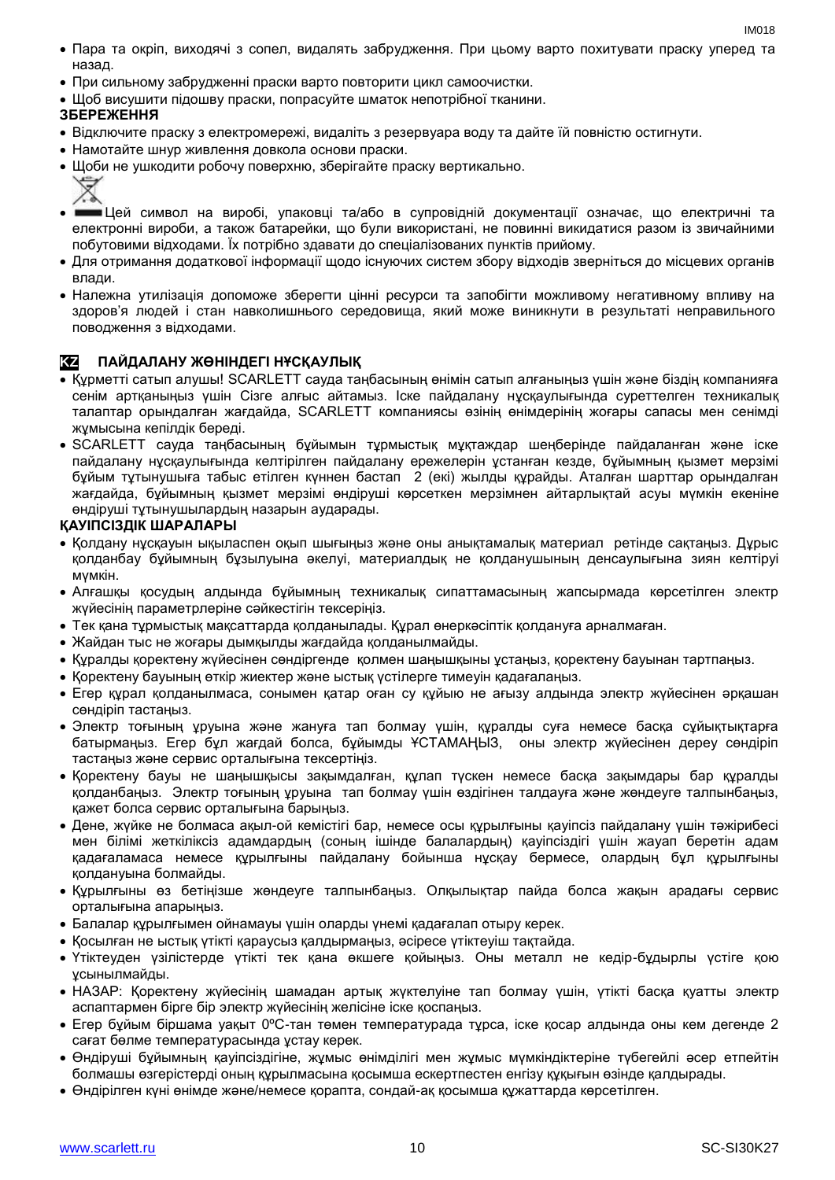- Пара та окріп, виходячі з сопел, видалять забруднення. При цьому варто похитувати праску уперед та назад.
- При сильному забрудненні праски варто повторити цикл самоочистки.
- Щоб висушити підошву праски, попрасуйте шматок непотрібної тканини.

**ЗБЕРЕЖЕННЯ**

- Відключите праску з електромережі, видаліть з резервуара воду та дайте їй повністю остигнути.
- Намотайте шнур живлення довкола основи праски.
- Щоби не ушкодити робочу поверхню, зберігайте праску вертикально.
- Цей символ на виробі, упаковці та/або в супровідній документації означає, що електричні та електронні вироби, а також батарейки, що були використані, не повинні викидатися разом із звичайними побутовими відходами. Їх потрібно здавати до спеціалізованих пунктів прийому.
- Для отримання додаткової інформації щодо існуючих систем збору відходів зверніться до місцевих органів влади.
- Належна утилізація допоможе зберегти цінні ресурси та запобігти можливому негативному впливу на здоров'я людей і стан навколишнього середовища, який може виникнути в результаті неправильного поводження з відходами.

## KZ ПАЙДАЛАНУ ЖӨНІНДЕГІ НҰСҚАУЛЫҚ

- Құрметті сатып алушы! SCARLETT сауда таңбасының өнімін сатып алғаныңыз үшін және біздің компанияға сенім артқаныңыз үшін Сізге алғыс айтамыз. Іске пайдалану нұсқаулығында суреттелген техникалық талаптар орындалған жағдайда, SCARLETT компаниясы өзінің өнімдерінің жоғары сапасы мен сенімді жұмысына кепілдік береді.
- SCARLETT сауда таңбасының бұйымын тұрмыстық мұқтаждар шеңберінде пайдаланған және іске пайдалану нұсқаулығында келтірілген пайдалану ережелерін ұстанған кезде, бұйымның қызмет мерзімі бұйым тұтынушыға табыс етілген күннен бастап 2 (екі) жылды құрайды. Аталған шарттар орындалған жағдайда, бұйымның қызмет мерзімі өндіруші көрсеткен мерзімнен айтарлықтай асуы мүмкін екеніне өндіруші тұтынушылардың назарын аударады.

**ҚАУІПСІЗДІК ШАРАЛАРЫ**

- Қолдану нұсқауын ықыласпен оқып шығыңыз және оны анықтамалық материал ретінде сақтаңыз. Дұрыс қолданбау бұйымның бұзылуына әкелуі, материалдық не қолданушының денсаулығына зиян келтіруі мүмкін.
- Алғашқы қосудың алдында бұйымның техникалық сипаттамасының жапсырмада көрсетілген электр жүйесінің параметрлеріне сәйкестігін тексеріңіз.
- Тек қана тұрмыстық мақсаттарда қолданылады. Құрал өнеркәсіптік қолдануға арналмаған.
- Жайдан тыс не жоғары дымқылды жағдайда қолданылмайды.
- Құралды қоректену жүйесінен сөндіргенде қолмен шаңышқыны ұстаңыз, қоректену бауынан тартпаңыз.
- Қоректену бауының өткір жиектер және ыстық үстілерге тимеуін қадағалаңыз.
- Егер құрал қолданылмаса, сонымен қатар оған су құйыю не ағызу алдында электр жүйесінен әрқашан сөндіріп тастаңыз.
- Электр тоғының ұруына және жануға тап болмау үшін, құралды суға немесе басқа сұйықтықтарға батырмаңыз. Егер бұл жағдай болса, бұйымды ҰСТАМАҢЫЗ, оны электр жүйесінен дереу сөндіріп тастаңыз және сервис орталығына тексертіңіз.
- Қоректену бауы не шаңышқысы зақымдалған, құлап түскен немесе басқа зақымдары бар құралды қолданбаңыз. Электр тоғының ұруына тап болмау үшін өздігінен талдауға және жөндеуге талпынбаңыз, қажет болса сервис орталығына барыңыз.
- Дене, жүйке не болмаса ақыл-ой кемістігі бар, немесе осы құрылғыны қауіпсіз пайдалану үшін тәжірибесі мен білімі жеткіліксіз адамдардың (соның ішінде балалардың) қауіпсіздігі үшін жауап беретін адам қадағаламаса немесе құрылғыны пайдалану бойынша нұсқау бермесе, олардың бұл құрылғыны қолдануына болмайды.
- Құрылғыны өз бетіңізше жөндеуге талпынбаңыз. Олқылықтар пайда болса жақын арадағы сервис орталығына апарыңыз.
- Балалар құрылғымен ойнамауы үшін оларды үнемі қадағалап отыру керек.
- Қосылған не ыстық үтікті қараусыз қалдырмаңыз, әсіресе үтіктеуіш тақтайда.
- Үтіктеуден үзілістерде үтікті тек қана өкшеге қойыңыз. Оны металл не кедір-бұдырлы үстіге қою ұсынылмайды.
- НАЗАР: Қоректену жүйесінің шамадан артық жүктелуіне тап болмау үшін, үтікті басқа қуатты электр аспаптармен бірге бір электр жүйесінің желісіне іске қоспаңыз.
- Егер бұйым біршама уақыт 0ºC-тан төмен температурада тұрса, іске қосар алдында оны кем дегенде 2 сағат бөлме температурасында ұстау керек.
- Өндіруші бұйымның қауіпсіздігіне, жұмыс өнімділігі мен жұмыс мүмкіндіктеріне түбегейлі әсер етпейтін болмашы өзгерістерді оның құрылмасына қосымша ескертпестен енгізу құқығын өзінде қалдырады.
- Өндірілген күні өнімде және/немесе қорапта, сондай-ақ қосымша құжаттарда көрсетілген.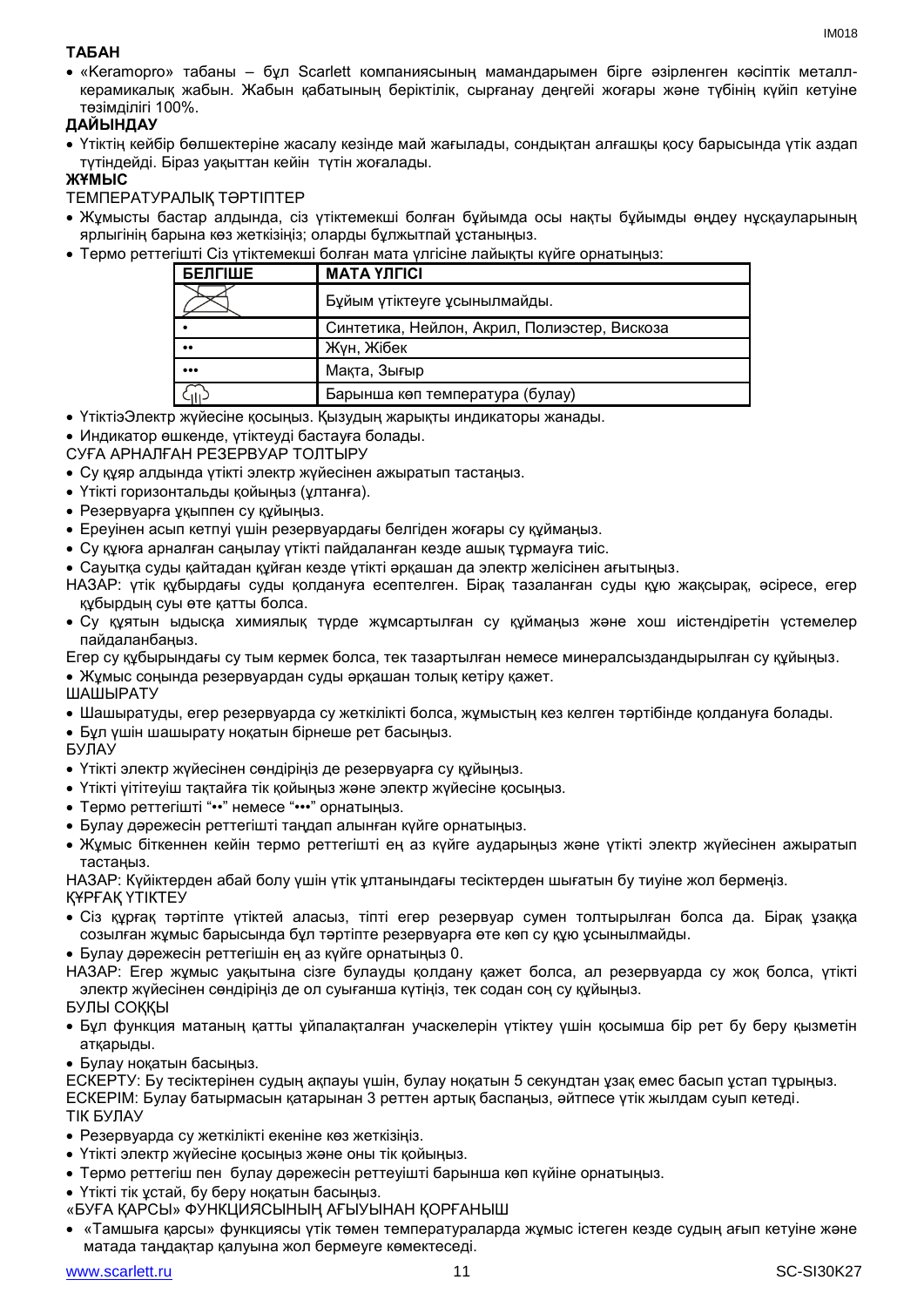**ТАБАН**

- «Keramopro» табаны – бұл Scarlett компаниясының мамандарымен бірге әзірленген кәсіптік металл-керамикалық жабын. Жабын қабатының беріктілік, сырғанау деңгейі жоғары және түбінің күйіп кетуіне төзімділігі 100%.

**ДАЙЫНДАУ**

- Үтіктің кейбір бөлшектеріне жасалу кезінде май жағылады, сондықтан алғашқы қосу барысында үтік аздап түтіндейді. Біраз уақыттан кейін түтін жоғалады.

**ЖҰМЫС**

ТЕМПЕРАТУРАЛЫҚ ТӘРТІПТЕР

- Жұмысты бастар алдында, сіз үтіктемекші болған бұйымда осы нақты бұйымды өңдеу нұсқауларының ярлығінің барына көз жеткізіңіз; оларды бұлжытпай ұстаныңыз.
- Термо реттегішті Сіз үтіктемекші болған мата үлгісіне лайықты күйге орнатыңыз:

| БЕЛГІШЕ | МАТА ҮЛГІСІ |
|---|---|
| (сызылған үтік) | Бұйым үтіктеуге ұсынылмайды. |
| • | Синтетика, Нейлон, Акрил, Полиэстер, Вискоза |
| •• | Жүн, Жібек |
| ••• | Мақта, Зығыр |
| (бу) | Барынша көп температура (булау) |

- ҮтіктіЭлектр жүйесіне қосыңыз. Қызудың жарықты индикаторы жанады.
- Индикатор өшкенде, үтіктеуді бастауға болады.

СУҒА АРНАЛҒАН РЕЗЕРВУАР ТОЛТЫРУ

- Су құяр алдында үтікті электр жүйесінен ажыратып тастаңыз.
- Үтікті горизонтальды қойыңыз (ұлтанға).
- Резервуарға ұқыппен су құйыңыз.
- Ереуінен асып кетпуі үшін резервуардағы белгіден жоғары су құймаңыз.
- Су құюға арналған саңылау үтікті пайдаланған кезде ашық тұрмауға тиіс.
- Сауытқа суды қайтадан құйған кезде үтікті әрқашан да электр желісінен ағытыңыз.

НАЗАР: үтік құбырдағы суды қолдануға есептелген. Бірақ тазаланған суды құю жақсырақ, әсіресе, егер құбырдың суы өте қатты болса.

- Су құятын ыдысқа химиялық түрде жұмсартылған су құймаңыз және хош иістендіретін үстемелер пайдаланбаңыз.

Егер су құбырындағы су тым кермек болса, тек тазартылған немесе минералсыздандырылған су құйыңыз.

- Жұмыс соңында резервуардан суды әрқашан толық кетіру қажет.

ШАШЫРАТУ

- Шашыратуды, егер резервуарда су жеткілікті болса, жұмыстың кез келген тәртібінде қолдануға болады.
- Бұл үшін шашырату ноқатын бірнеше рет басыңыз.

БУЛАУ

- Үтікті электр жүйесінен сөндіріңіз де резервуарға су құйыңыз.
- Үтікті үтітеуіш тақтайға тік қойыңыз және электр жүйесіне қосыңыз.
- Термо реттегішті "••" немесе "•••" орнатыңыз.
- Булау дәрежесін реттегішті таңдап алынған күйге орнатыңыз.
- Жұмыс біткеннен кейін термо реттегішті ең аз күйге аударыңыз және үтікті электр жүйесінен ажыратып тастаңыз.

НАЗАР: Күйіктерден абай болу үшін үтік ұлтанындағы тесіктерден шығатын бу тиуіне жол бермеңіз.

ҚҰРҒАҚ ҮТІКТЕУ

- Сіз құрғақ тәртіпте үтіктей аласыз, тіпті егер резервуар сумен толтырылған болса да. Бірақ ұзаққа созылған жұмыс барысында бұл тәртіпте резервуарға өте көп су құю ұсынылмайды.
- Булау дәрежесін реттегішін ең аз күйге орнатыңыз 0.

НАЗАР: Егер жұмыс уақытына сізге булауды қолдану қажет болса, ал резервуарда су жоқ болса, үтікті электр жүйесінен сөндіріңіз де ол суығанша күтіңіз, тек содан соң су құйыңыз.

БУЛЫ СОҚҚЫ

- Бұл функция матаның қатты ұйпалақталған учаскелерін үтіктеу үшін қосымша бір рет бу беру қызметін атқарыды.
- Булау ноқатын басыңыз.

ЕСКЕРТУ: Бу тесіктерінен судың ақпауы үшін, булау ноқатын 5 секундтан ұзақ емес басып ұстап тұрыңыз.

ЕСКЕРІМ: Булау батырмасын қатарынан 3 реттен артық баспаңыз, әйтпесе үтік жылдам суып кетеді.

ТІК БУЛАУ

- Резервуарда су жеткілікті екеніне көз жеткізіңіз.
- Үтікті электр жүйесіне қосыңыз және оны тік қойыңыз.
- Термо реттегіш пен булау дәрежесін реттеуішті барынша көп күйіне орнатыңыз.
- Үтікті тік ұстай, бу беру ноқатын басыңыз.

«БУҒА ҚАРСЫ» ФУНКЦИЯСЫНЫҢ АҒЫУЫНАН ҚОРҒАНЫШ

- «Тамшыға қарсы» функциясы үтік төмен температураларда жұмыс істеген кезде судың ағып кетуіне және матада таңдақтар қалуына жол бермеуге көмектеседі.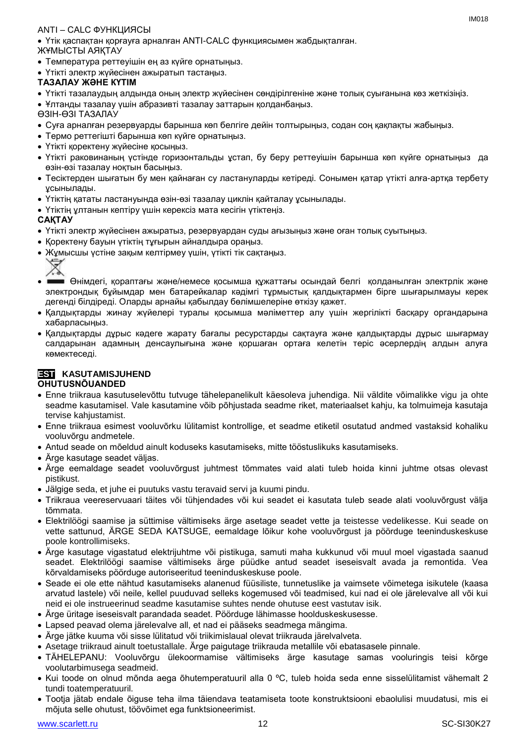ANTI – CALC ФУНКЦИЯСЫ

- Үтік қаспақтан қорғауға арналған ANTI-CALC функциясымен жабдықталған.

ЖҰМЫСТЫ АЯҚТАУ

- Температура реттеуішін ең аз күйге орнатыңыз.
- Үтікті электр жүйесінен ажыратып тастаңыз.

**ТАЗАЛАУ ЖӘНЕ КҮТІМ**

- Үтікті тазалаудың алдында оның электр жүйесінен сөндірілгеніне және толық суығанына көз жеткізіңіз.
- Ұлтанды тазалау үшін абразивті тазалау заттарын қолданбаңыз.

ӨЗІН-ӨЗІ ТАЗАЛАУ

- Суға арналған резервуарды барынша көп белгіге дейін толтырыңыз, содан соң қақпақты жабыңыз.
- Термо реттегішті барынша көп күйге орнатыңыз.
- Үтікті қоректену жүйесіне қосыңыз.
- Үтікті раковинаның үстінде горизонтальды ұстап, бу беру реттеуішін барынша көп күйге орнатыңыз да өзін-өзі тазалау ноқтын басыңыз.
- Тесіктерден шығатын бу мен қайнаған су ластанулары кетіреді. Сонымен қатар үтікті алға-артқа тербету ұсынылады.
- Үтіктің қататы ластануында өзін-өзі тазалау циклін қайталау ұсынылады.
- Үтіктің ұлтанын кептіру үшін керексіз мата кесігін үтіктеңіз.

**САҚТАУ**

- Үтікті электр жүйесінен ажыратыз, резервуардан суды ағызыңыз және оған толық суытыңыз.
- Қоректену бауын үтіктің тұғырын айналдыра ораңыз.
- Жұмысшы үстіне зақым келтірмеу үшін, үтікті тік сақтаңыз.
- Өнімдегі, қораптағы және/немесе қосымша құжаттағы осындай белгі қолданылған электрлік және электрондық бұйымдар мен батарейкалар кәдімгі тұрмыстық қалдықтармен бірге шығарылмауы керек дегенді білдіреді. Оларды арнайы қабылдау бөлімшелеріне өткізу қажет.
- Қалдықтарды жинау жүйелері туралы қосымша мәліметтер алу үшін жергілікті басқару органдарына хабарласыңыз.
- Қалдықтарды дұрыс кәдеге жарату бағалы ресурстарды сақтауға және қалдықтарды дұрыс шығармау салдарынан адамның денсаулығына және қоршаған ортаға келетін теріс әсерлердің алдын алуға көмектеседі.

## EST KASUTAMISJUHEND

**OHUTUSNÕUANDED**

- Enne triikraua kasutuselevõttu tutvuge tähelepanelikult käesoleva juhendiga. Nii väldite võimalikke vigu ja ohte seadme kasutamisel. Vale kasutamine võib põhjustada seadme riket, materiaalset kahju, ka tolmuimeja kasutaja tervise kahjustamist.
- Enne triikraua esimest vooluvõrku lülitamist kontrollige, et seadme etiketil osutatud andmed vastaksid kohaliku vooluvõrgu andmetele.
- Antud seade on mõeldud ainult koduseks kasutamiseks, mitte tööstuslikuks kasutamiseks.
- Ärge kasutage seadet väljas.
- Ärge eemaldage seadet vooluvõrgust juhtmest tõmmates vaid alati tuleb hoida kinni juhtme otsas olevast pistikust.
- Jälgige seda, et juhe ei puutuks vastu teravaid servi ja kuumi pindu.
- Triikraua veereservuaari täites või tühjendades või kui seadet ei kasutata tuleb seade alati vooluvõrgust välja tõmmata.
- Elektrilöögi saamise ja süttimise vältimiseks ärge asetage seadet vette ja teistesse vedelikesse. Kui seade on vette sattunud, ÄRGE SEDA KATSUGE, eemaldage lõikur kohe vooluvõrgust ja pöörduge teeninduskeskuse poole kontrollimiseks.
- Ärge kasutage vigastatud elektrijuhtme või pistikuga, samuti maha kukkunud või muul moel vigastada saanud seadet. Elektrilöögi saamise vältimiseks ärge püüdke antud seadet iseseisvalt avada ja remontida. Vea kõrvaldamiseks pöörduge autoriseeritud teeninduskeskuse poole.
- Seade ei ole ette nähtud kasutamiseks alanenud füüsiliste, tunnetuslike ja vaimsete võimetega isikutele (kaasa arvatud lastele) või neile, kellel puuduvad selleks kogemused või teadmised, kui nad ei ole järelevalve all või kui neid ei ole instrueerinud seadme kasutamise suhtes nende ohutuse eest vastutav isik.
- Ärge üritage iseseisvalt parandada seadet. Pöörduge lähimasse hoolduskeskusesse.
- Lapsed peavad olema järelevalve all, et nad ei pääseks seadmega mängima.
- Ärge jätke kuuma või sisse lülitatud või triikimislaual olevat triikrauda järelvalveta.
- Asetage triikraud ainult toetustallale. Ärge paigutage triikrauda metallile või ebatasasele pinnale.
- TÄHELEPANU: Vooluvõrgu ülekoormamise vältimiseks ärge kasutage samas vooluringis teisi kõrge voolutarbimusega seadmeid.
- Kui toode on olnud mõnda aega õhutemperatuuril alla 0 ºC, tuleb hoida seda enne sisselülitamist vähemalt 2 tundi toatemperatuuril.
- Tootja jätab endale õiguse teha ilma täiendava teatamiseta toote konstruktsiooni ebaolulisi muudatusi, mis ei mõjuta selle ohutust, töövõimet ega funktsioneerimist.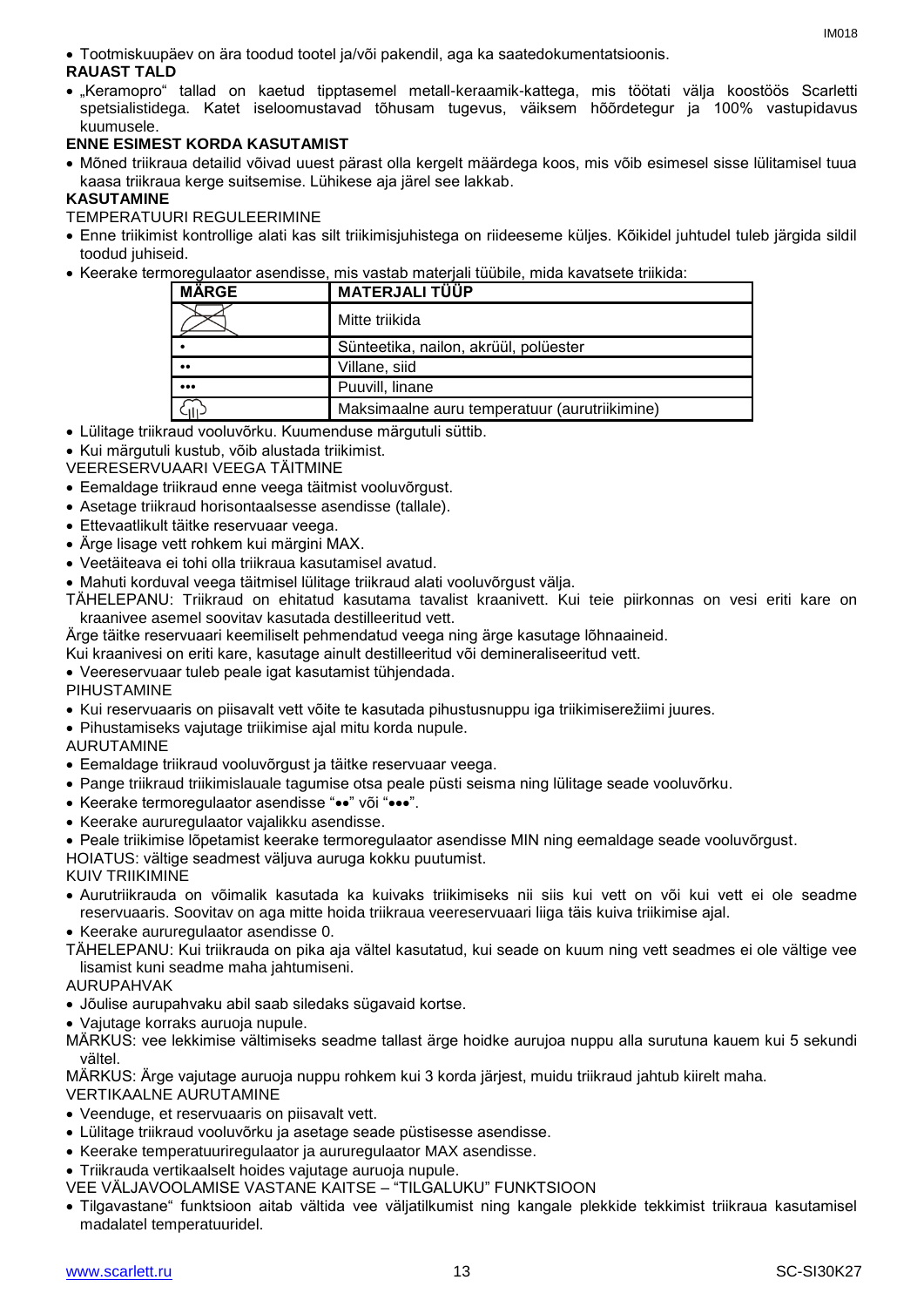- Tootmiskuupäev on ära toodud tootel ja/või pakendil, aga ka saatedokumentatsioonis.

**RAUAST TALD**

- „Keramopro" tallad on kaetud tipptasemel metall-keraamik-kattega, mis töötati välja koostöös Scarletti spetsialistidega. Katet iseloomustavad tõhusam tugevus, väiksem hõõrdetegur ja 100% vastupidavus kuumusele.

**ENNE ESIMEST KORDA KASUTAMIST**

- Mõned triikraua detailid võivad uuest pärast olla kergelt määrdega koos, mis võib esimesel sisse lülitamisel tuua kaasa triikraua kerge suitsemise. Lühikese aja järel see lakkab.

**KASUTAMINE**

TEMPERATUURI REGULEERIMINE

- Enne triikimist kontrollige alati kas silt triikimisjuhistega on riideeseme küljes. Kõikidel juhtudel tuleb järgida sildil toodud juhiseid.
- Keerake termoregulaator asendisse, mis vastab materjali tüübile, mida kavatsete triikida:

| MÄRGE | MATERJALI TÜÜP |
| --- | --- |
| ✗ | Mitte triikida |
| • | Sünteetika, nailon, akrüül, polüester |
| •• | Villane, siid |
| ••• | Puuvill, linane |
| ♨ | Maksimaalne auru temperatuur (aurutriikimine) |

- Lülitage triikraud vooluvõrku. Kuumenduse märgutuli süttib.
- Kui märgutuli kustub, võib alustada triikimist.

VEERESERVUAARI VEEGA TÄITMINE

- Eemaldage triikraud enne veega täitmist vooluvõrgust.
- Asetage triikraud horisontaalsesse asendisse (tallale).
- Ettevaatlikult täitke reservuaar veega.
- Ärge lisage vett rohkem kui märgini MAX.
- Veetäiteava ei tohi olla triikraua kasutamisel avatud.
- Mahuti korduval veega täitmisel lülitage triikraud alati vooluvõrgust välja.

TÄHELEPANU: Triikraud on ehitatud kasutama tavalist kraanivett. Kui teie piirkonnas on vesi eriti kare on kraanivee asemel soovitav kasutada destilleeritud vett.

Ärge täitke reservuaari keemiliselt pehmendatud veega ning ärge kasutage lõhnaaineid.

Kui kraanivesi on eriti kare, kasutage ainult destilleeritud või demineraliseeritud vett.

- Veereservuaar tuleb peale igat kasutamist tühjendada.

PIHUSTAMINE

- Kui reservuaaris on piisavalt vett võite te kasutada pihustusnuppu iga triikimiserežiimi juures.
- Pihustamiseks vajutage triikimise ajal mitu korda nupule.

AURUTAMINE

- Eemaldage triikraud vooluvõrgust ja täitke reservuaar veega.
- Pange triikraud triikimislauale tagumise otsa peale püsti seisma ning lülitage seade vooluvõrku.
- Keerake termoregulaator asendisse "••" või "•••".
- Keerake aururegulaator vajalikku asendisse.
- Peale triikimise lõpetamist keerake termoregulaator asendisse MIN ning eemaldage seade vooluvõrgust.

HOIATUS: vältige seadmest väljuva auruga kokku puutumist.

KUIV TRIIKIMINE

- Aurutriikrauda on võimalik kasutada ka kuivaks triikimiseks nii siis kui vett on või kui vett ei ole seadme reservuaaris. Soovitav on aga mitte hoida triikraua veereservuaari liiga täis kuiva triikimise ajal.
- Keerake aururegulaator asendisse 0.

TÄHELEPANU: Kui triikrauda on pika aja vältel kasutatud, kui seade on kuum ning vett seadmes ei ole vältige vee lisamist kuni seadme maha jahtumiseni.

AURUPAHVAK

- Jõulise aurupahvaku abil saab siledaks sügavaid kortse.
- Vajutage korraks auruoja nupule.

MÄRKUS: vee lekkimise vältimiseks seadme tallast ärge hoidke aurujoa nuppu alla surutuna kauem kui 5 sekundi vältel.

MÄRKUS: Ärge vajutage auruoja nuppu rohkem kui 3 korda järjest, muidu triikraud jahtub kiirelt maha.

VERTIKAALNE AURUTAMINE

- Veenduge, et reservuaaris on piisavalt vett.
- Lülitage triikraud vooluvõrku ja asetage seade püstisesse asendisse.
- Keerake temperatuuriregulaator ja aururegulaator MAX asendisse.
- Triikrauda vertikaalselt hoides vajutage auruoja nupule.

VEE VÄLJAVOOLAMISE VASTANE KAITSE – "TILGALUKU" FUNKTSIOON

- Tilgavastane" funktsioon aitab vältida vee väljatilkumist ning kangale plekkide tekkimist triikraua kasutamisel madalatel temperatuuridel.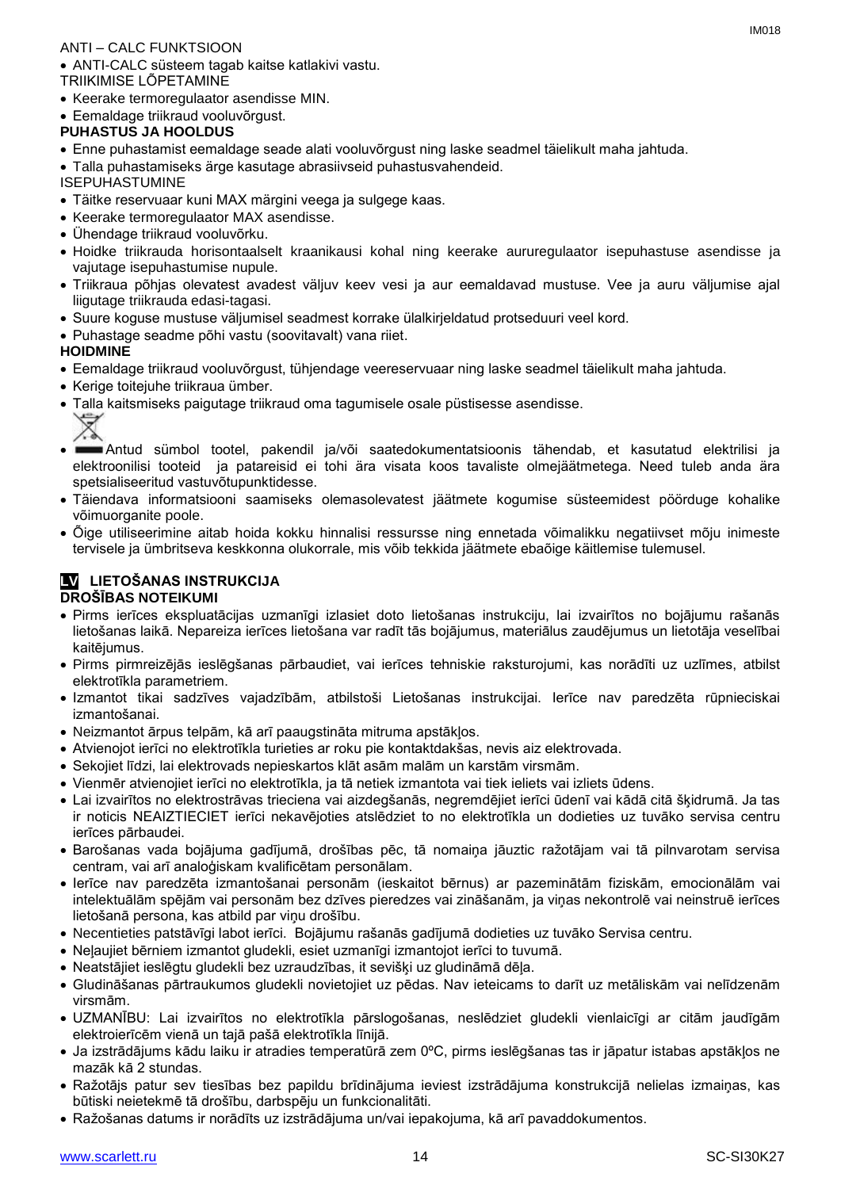ANTI – CALC FUNKTSIOON

- ANTI-CALC süsteem tagab kaitse katlakivi vastu.

TRIIKIMISE LÕPETAMINE

- Keerake termoregulaator asendisse MIN.
- Eemaldage triikraud vooluvõrgust.

**PUHASTUS JA HOOLDUS**

- Enne puhastamist eemaldage seade alati vooluvõrgust ning laske seadmel täielikult maha jahtuda.
- Talla puhastamiseks ärge kasutage abrasiivseid puhastusvahendeid.

ISEPUHASTUMINE

- Täitke reservuaar kuni MAX märgini veega ja sulgege kaas.
- Keerake termoregulaator MAX asendisse.
- Ühendage triikraud vooluvõrku.
- Hoidke triikrauda horisontaalselt kraanikausi kohal ning keerake aururegulaator isepuhastuse asendisse ja vajutage isepuhastumise nupule.
- Triikraua põhjas olevatest avadest väljuv keev vesi ja aur eemaldavad mustuse. Vee ja auru väljumise ajal liigutage triikrauda edasi-tagasi.
- Suure koguse mustuse väljumisel seadmest korrake ülalkirjeldatud protseduuri veel kord.
- Puhastage seadme põhi vastu (soovitavalt) vana riiet.

**HOIDMINE**

- Eemaldage triikraud vooluvõrgust, tühjendage veereservuaar ning laske seadmel täielikult maha jahtuda.
- Kerige toitejuhe triikraua ümber.
- Talla kaitsmiseks paigutage triikraud oma tagumisele osale püstisesse asendisse.
- Antud sümbol tootel, pakendil ja/või saatedokumentatsioonis tähendab, et kasutatud elektrilisi ja elektroonilisi tooteid ja patareisid ei tohi ära visata koos tavaliste olmejäätmetega. Need tuleb anda ära spetsialiseeritud vastuvõtupunktidesse.
- Täiendava informatsiooni saamiseks olemasolevatest jäätmete kogumise süsteemidest pöörduge kohalike võimuorganite poole.
- Õige utiliseerimine aitab hoida kokku hinnalisi ressursse ning ennetada võimalikku negatiivset mõju inimeste tervisele ja ümbritseva keskkonna olukorrale, mis võib tekkida jäätmete ebaõige käitlemise tulemusel.

## LV LIETOŠANAS INSTRUKCIJA

**DROŠĪBAS NOTEIKUMI**

- Pirms ierīces ekspluatācijas uzmanīgi izlasiet doto lietošanas instrukciju, lai izvairītos no bojājumu rašanās lietošanas laikā. Nepareiza ierīces lietošana var radīt tās bojājumus, materiālus zaudējumus un lietotāja veselībai kaitējumus.
- Pirms pirmreizējās ieslēgšanas pārbaudiet, vai ierīces tehniskie raksturojumi, kas norādīti uz uzlīmes, atbilst elektrotīkla parametriem.
- Izmantot tikai sadzīves vajadzībām, atbilstoši Lietošanas instrukcijai. Ierīce nav paredzēta rūpnieciskai izmantošanai.
- Neizmantot ārpus telpām, kā arī paaugstināta mitruma apstākļos.
- Atvienojot ierīci no elektrotīkla turieties ar roku pie kontaktdakšas, nevis aiz elektrovada.
- Sekojiet līdzi, lai elektrovads nepieskartos klāt asām malām un karstām virsmām.
- Vienmēr atvienojiet ierīci no elektrotīkla, ja tā netiek izmantota vai tiek ieliets vai izliets ūdens.
- Lai izvairītos no elektrostrāvas trieciena vai aizdegšanās, negremdējiet ierīci ūdenī vai kādā citā šķidrumā. Ja tas ir noticis NEAIZTIECIET ierīci nekavējoties atslēdziet to no elektrotīkla un dodieties uz tuvāko servisa centru ierīces pārbaudei.
- Barošanas vada bojājuma gadījumā, drošības pēc, tā nomaiņa jāuztic ražotājam vai tā pilnvarotam servisa centram, vai arī analoģiskam kvalificētam personālam.
- Ierīce nav paredzēta izmantošanai personām (ieskaitot bērnus) ar pazeminātām fiziskām, emocionālām vai intelektuālām spējām vai personām bez dzīves pieredzes vai zināšanām, ja viņas nekontrolē vai neinstruē ierīces lietošanā persona, kas atbild par viņu drošību.
- Necentieties patstāvīgi labot ierīci. Bojājumu rašanās gadījumā dodieties uz tuvāko Servisa centru.
- Neļaujiet bērniem izmantot gludekli, esiet uzmanīgi izmantojot ierīci to tuvumā.
- Neatstājiet ieslēgtu gludekli bez uzraudzības, it sevišķi uz gludināmā dēļa.
- Gludināšanas pārtraukumos gludekli novietojiet uz pēdas. Nav ieteicams to darīt uz metāliskām vai nelīdzenām virsmām.
- UZMANĪBU: Lai izvairītos no elektrotīkla pārslogošanas, neslēdziet gludekli vienlaicīgi ar citām jaudīgām elektroierīcēm vienā un tajā pašā elektrotīkla līnijā.
- Ja izstrādājums kādu laiku ir atradies temperatūrā zem 0ºC, pirms ieslēgšanas tas ir jāpatur istabas apstākļos ne mazāk kā 2 stundas.
- Ražotājs patur sev tiesības bez papildu brīdinājuma ieviest izstrādājuma konstrukcijā nelielas izmaiņas, kas būtiski neietekmē tā drošību, darbspēju un funkcionalitāti.
- Ražošanas datums ir norādīts uz izstrādājuma un/vai iepakojuma, kā arī pavaddokumentos.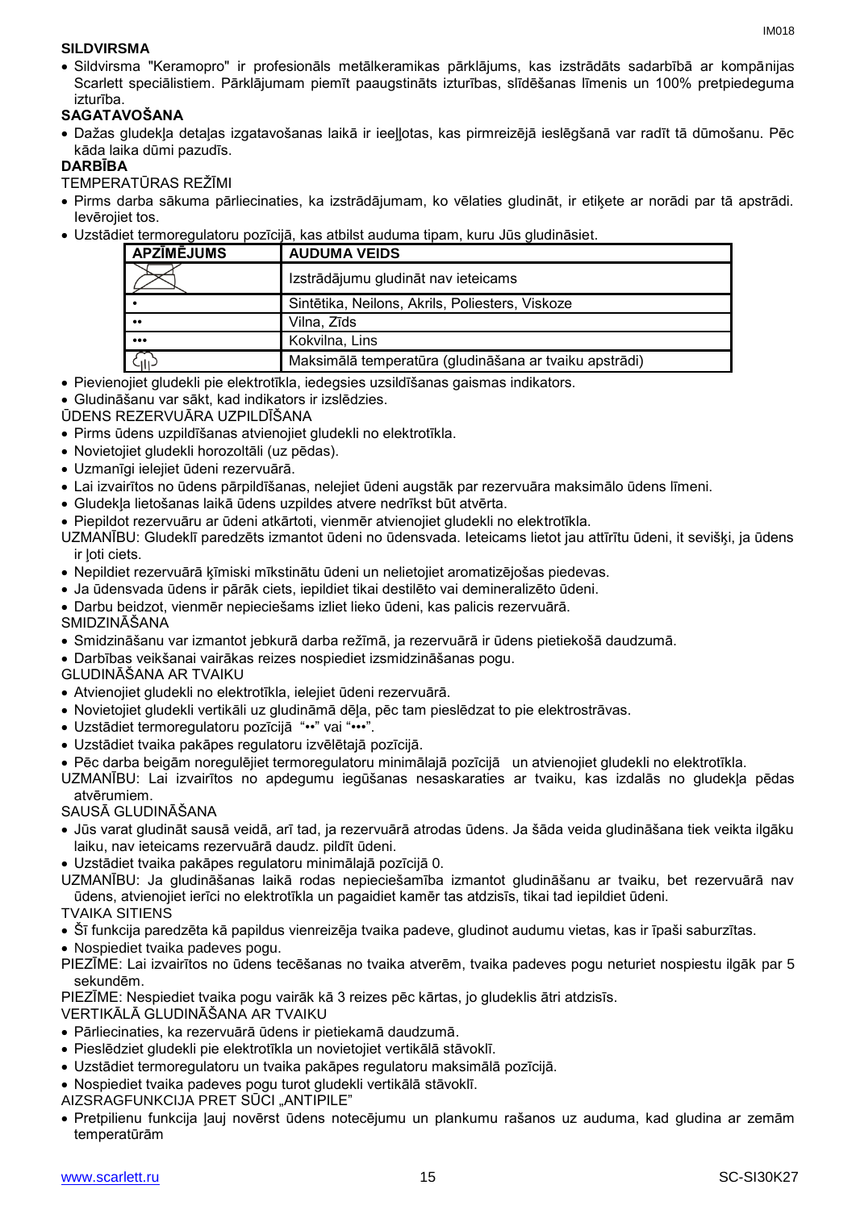**SILDVIRSMA**

- Sildvirsma "Keramopro" ir profesionāls metālkeramikas pārklājums, kas izstrādāts sadarbībā ar kompānijas Scarlett speciālistiem. Pārklājumam piemīt paaugstināts izturības, slīdēšanas līmenis un 100% pretpiedeguma izturība.

**SAGATAVOŠANA**

- Dažas gludekļa detaļas izgatavošanas laikā ir ieeļļotas, kas pirmreizējā ieslēgšanā var radīt tā dūmošanu. Pēc kāda laika dūmi pazudīs.

**DARBĪBA**

TEMPERATŪRAS REŽĪMI

- Pirms darba sākuma pārliecinaties, ka izstrādājumam, ko vēlaties gludināt, ir etiķete ar norādi par tā apstrādi. Ievērojiet tos.
- Uzstādiet termoregulatoru pozīcijā, kas atbilst auduma tipam, kuru Jūs gludināsiet.

| APZĪMĒJUMS | AUDUMA VEIDS |
|---|---|
| (pārsvītrots gludeklis) | Izstrādājumu gludināt nav ieteicams |
| • | Sintētika, Neilons, Akrils, Poliesters, Viskoze |
| •• | Vilna, Zīds |
| ••• | Kokvilna, Lins |
| (tvaika simbols) | Maksimālā temperatūra (gludināšana ar tvaiku apstrādi) |

- Pievienojiet gludekli pie elektrotīkla, iedegsies uzsildīšanas gaismas indikators.
- Gludināšanu var sākt, kad indikators ir izslēdzies.

ŪDENS REZERVUĀRA UZPILDĪŠANA

- Pirms ūdens uzpildīšanas atvienojiet gludekli no elektrotīkla.
- Novietojiet gludekli horozoltāli (uz pēdas).
- Uzmanīgi ielejiet ūdeni rezervuārā.
- Lai izvairītos no ūdens pārpildīšanas, nelejiet ūdeni augstāk par rezervuāra maksimālo ūdens līmeni.
- Gludekļa lietošanas laikā ūdens uzpildes atvere nedrīkst būt atvērta.
- Piepildot rezervuāru ar ūdeni atkārtoti, vienmēr atvienojiet gludekli no elektrotīkla.

UZMANĪBU: Gludeklī paredzēts izmantot ūdeni no ūdensvada. Ieteicams lietot jau attīrītu ūdeni, it sevišķi, ja ūdens ir ļoti ciets.

- Nepildiet rezervuārā ķīmiski mīkstinātu ūdeni un nelietojiet aromatizējošas piedevas.
- Ja ūdensvada ūdens ir pārāk ciets, iepildiet tikai destilēto vai demineralizēto ūdeni.
- Darbu beidzot, vienmēr nepieciešams izliet lieko ūdeni, kas palicis rezervuārā.

SMIDZINĀŠANA

- Smidzināšanu var izmantot jebkurā darba režīmā, ja rezervuārā ir ūdens pietiekošā daudzumā.
- Darbības veikšanai vairākas reizes nospiediet izsmidzināšanas pogu.

GLUDINĀŠANA AR TVAIKU

- Atvienojiet gludekli no elektrotīkla, ielejiet ūdeni rezervuārā.
- Novietojiet gludekli vertikāli uz gludināmā dēļa, pēc tam pieslēdzat to pie elektrostrāvas.
- Uzstādiet termoregulatoru pozīcijā "••" vai "•••".
- Uzstādiet tvaika pakāpes regulatoru izvēlētajā pozīcijā.
- Pēc darba beigām noregulējiet termoregulatoru minimālajā pozīcijā un atvienojiet gludekli no elektrotīkla.

UZMANĪBU: Lai izvairītos no apdegumu iegūšanas nesaskaraties ar tvaiku, kas izdalās no gludekļa pēdas atvērumiem.

SAUSĀ GLUDINĀŠANA

- Jūs varat gludināt sausā veidā, arī tad, ja rezervuārā atrodas ūdens. Ja šāda veida gludināšana tiek veikta ilgāku laiku, nav ieteicams rezervuārā daudz. pildīt ūdeni.
- Uzstādiet tvaika pakāpes regulatoru minimālajā pozīcijā 0.

UZMANĪBU: Ja gludināšanas laikā rodas nepieciešamība izmantot gludināšanu ar tvaiku, bet rezervuārā nav ūdens, atvienojiet ierīci no elektrotīkla un pagaidiet kamēr tas atdzisīs, tikai tad iepildiet ūdeni.

TVAIKA SITIENS

- Šī funkcija paredzēta kā papildus vienreizēja tvaika padeve, gludinot audumu vietas, kas ir īpaši saburzītas.
- Nospiediet tvaika padeves pogu.

PIEZĪME: Lai izvairītos no ūdens tecēšanas no tvaika atverēm, tvaika padeves pogu neturiet nospiestu ilgāk par 5 sekundēm.

PIEZĪME: Nespiediet tvaika pogu vairāk kā 3 reizes pēc kārtas, jo gludeklis ātri atdzisīs.

VERTIKĀLĀ GLUDINĀŠANA AR TVAIKU

- Pārliecinaties, ka rezervuārā ūdens ir pietiekamā daudzumā.
- Pieslēdziet gludekli pie elektrotīkla un novietojiet vertikālā stāvoklī.
- Uzstādiet termoregulatoru un tvaika pakāpes regulatoru maksimālā pozīcijā.
- Nospiediet tvaika padeves pogu turot gludekli vertikālā stāvoklī.

AIZSRAGFUNKCIJA PRET SŪCI „ANTIPILE"

- Pretpilienu funkcija ļauj novērst ūdens notecējumu un plankumu rašanos uz auduma, kad gludina ar zemām temperatūrām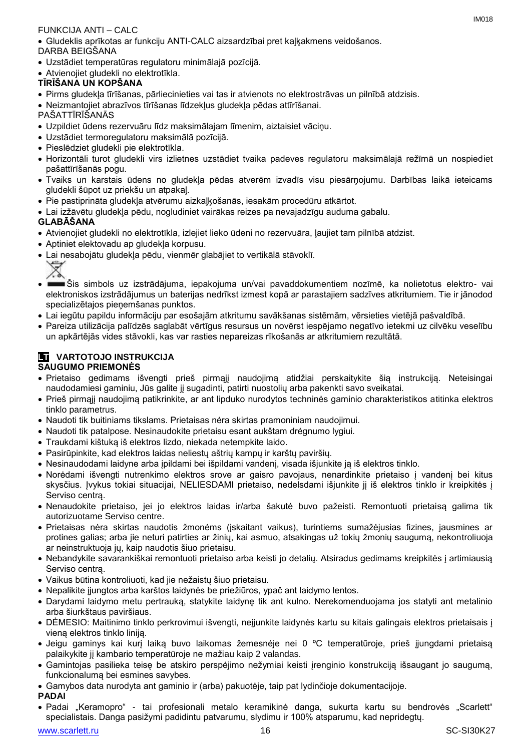FUNKCIJA ANTI – CALC

- Gludeklis aprīkotas ar funkciju ANTI-CALC aizsardzībai pret kaļķakmens veidošanos.

DARBA BEIGŠANA

- Uzstādiet temperatūras regulatoru minimālajā pozīcijā.
- Atvienojiet gludekli no elektrotīkla.

**TĪRĪŠANA UN KOPŠANA**

- Pirms gludekļa tīrīšanas, pārliecinieties vai tas ir atvienots no elektrostrāvas un pilnībā atdzisis.
- Neizmantojiet abrazīvos tīrīšanas līdzekļus gludekļa pēdas attīrīšanai.

PAŠATTĪRĪŠANĀS

- Uzpildiet ūdens rezervuāru līdz maksimālajam līmenim, aiztaisiet vāciņu.
- Uzstādiet termoregulatoru maksimālā pozīcijā.
- Pieslēdziet gludekli pie elektrotīkla.
- Horizontāli turot gludekli virs izlietnes uzstādiet tvaika padeves regulatoru maksimālajā režīmā un nospiediet pašattīrīšanās pogu.
- Tvaiks un karstais ūdens no gludekļa pēdas atverēm izvadīs visu piesārņojumu. Darbības laikā ieteicams gludekli šūpot uz priekšu un atpakaļ.
- Pie pastiprināta gludekļa atvērumu aizkaļķošanās, iesakām procedūru atkārtot.
- Lai izžāvētu gludekļa pēdu, nogludiniet vairākas reizes pa nevajadzīgu auduma gabalu.

**GLABĀŠANA**

- Atvienojiet gludekli no elektrotīkla, izlejiet lieko ūdeni no rezervuāra, ļaujiet tam pilnībā atdzist.
- Aptiniet elektovadu ap gludekļa korpusu.
- Lai nesabojātu gludekļa pēdu, vienmēr glabājiet to vertikālā stāvoklī.
- Šis simbols uz izstrādājuma, iepakojuma un/vai pavaddokumentiem nozīmē, ka nolietotus elektro- vai elektroniskos izstrādājumus un baterijas nedrīkst izmest kopā ar parastajiem sadzīves atkritumiem. Tie ir jānodod specializētajos pieņemšanas punktos.
- Lai iegūtu papildu informāciju par esošajām atkritumu savākšanas sistēmām, vērsieties vietējā pašvaldībā.
- Pareiza utilizācija palīdzēs saglabāt vērtīgus resursus un novērst iespējamo negatīvo ietekmi uz cilvēku veselību un apkārtējās vides stāvokli, kas var rasties nepareizas rīkošanās ar atkritumiem rezultātā.

**LT VARTOTOJO INSTRUKCIJA**

**SAUGUMO PRIEMONĖS**

- Prietaiso gedimams išvengti prieš pirmąjį naudojimą atidžiai perskaitykite šią instrukciją. Neteisingai naudodamiesi gaminiu, Jūs galite jį sugadinti, patirti nuostolių arba pakenkti savo sveikatai.
- Prieš pirmąjį naudojimą patikrinkite, ar ant lipduko nurodytos techninės gaminio charakteristikos atitinka elektros tinklo parametrus.
- Naudoti tik buitiniams tikslams. Prietaisas nėra skirtas pramoniniam naudojimui.
- Naudoti tik patalpose. Nesinaudokite prietaisu esant aukštam drėgnumo lygiui.
- Traukdami kištuką iš elektros lizdo, niekada netempkite laido.
- Pasirūpinkite, kad elektros laidas neliestų aštrių kampų ir karštų paviršių.
- Nesinaudodami laidyne arba įpildami bei išpildami vandenį, visada išjunkite ją iš elektros tinklo.
- Norėdami išvengti nutrenkimo elektros srove ar gaisro pavojaus, nenardinkite prietaiso į vandenį bei kitus skysčius. Įvykus tokiai situacijai, NELIESDAMI prietaiso, nedelsdami išjunkite jį iš elektros tinklo ir kreipkitės į Serviso centrą.
- Nenaudokite prietaiso, jei jo elektros laidas ir/arba šakutė buvo pažeisti. Remontuoti prietaisą galima tik autorizuotame Serviso centre.
- Prietaisas nėra skirtas naudotis žmonėms (įskaitant vaikus), turintiems sumažėjusias fizines, jausmines ar protines galias; arba jie neturi patirties ar žinių, kai asmuo, atsakingas už tokių žmonių saugumą, nekontroliuoja ar neinstruktuoja jų, kaip naudotis šiuo prietaisu.
- Nebandykite savarankiškai remontuoti prietaiso arba keisti jo detalių. Atsiradus gedimams kreipkitės į artimiausią Serviso centrą.
- Vaikus būtina kontroliuoti, kad jie nežaistų šiuo prietaisu.
- Nepalikite įjungtos arba karštos laidynės be priežiūros, ypač ant laidymo lentos.
- Darydami laidymo metu pertrauką, statykite laidynę tik ant kulno. Nerekomenduojama jos statyti ant metalinio arba šiurkštaus paviršiaus.
- DĖMESIO: Maitinimo tinklo perkrovimui išvengti, neįjunkite laidynės kartu su kitais galingais elektros prietaisais į vieną elektros tinklo liniją.
- Jeigu gaminys kai kurį laiką buvo laikomas žemesnėje nei 0 ºC temperatūroje, prieš įjungdami prietaisą palaikykite jį kambario temperatūroje ne mažiau kaip 2 valandas.
- Gamintojas pasilieka teisę be atskiro perspėjimo nežymiai keisti įrenginio konstrukciją išsaugant jo saugumą, funkcionalumą bei esmines savybes.
- Gamybos data nurodyta ant gaminio ir (arba) pakuotėje, taip pat lydinčioje dokumentacijoje.

**PADAI**

- Padai „Keramopro" - tai profesionali metalo keramikinė danga, sukurta kartu su bendrovės „Scarlett" specialistais. Danga pasižymi padidintu patvarumu, slydimu ir 100% atsparumu, kad nepridegtų.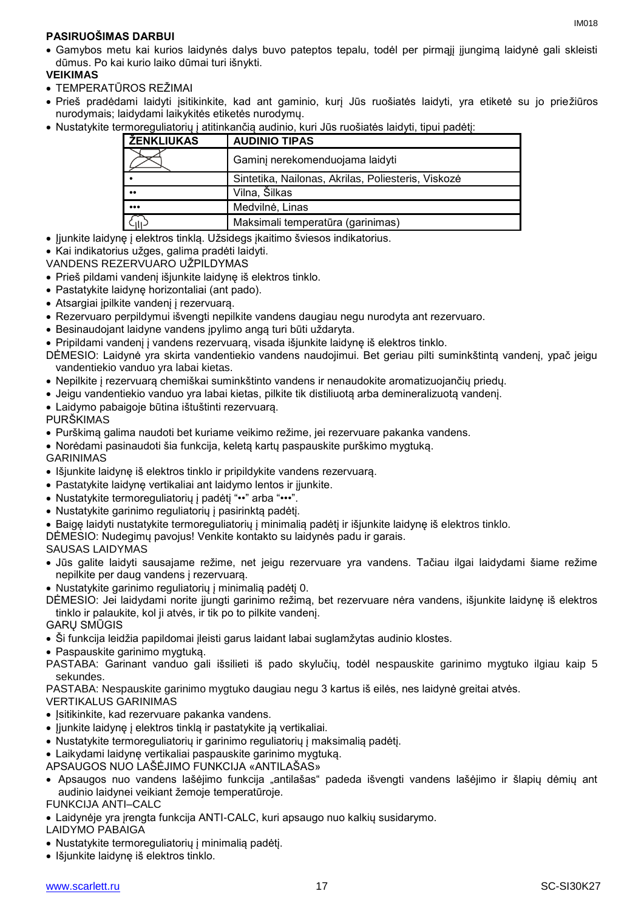**PASIRUOŠIMAS DARBUI**

- Gamybos metu kai kurios laidynės dalys buvo pateptos tepalu, todėl per pirmąjį įjungimą laidynė gali skleisti dūmus. Po kai kurio laiko dūmai turi išnykti.

**VEIKIMAS**

- TEMPERATŪROS REŽIMAI
- Prieš pradėdami laidyti įsitikinkite, kad ant gaminio, kurį Jūs ruošiatės laidyti, yra etiketė su jo priežiūros nurodymais; laidydami laikykitės etiketės nurodymų.
- Nustatykite termoreguliatorių į atitinkančią audinio, kuri Jūs ruošiatės laidyti, tipui padėtį:

| ŽENKLIUKAS | AUDINIO TIPAS |
|---|---|
| | Gaminį nerekomenduojama laidyti |
| • | Sintetika, Nailonas, Akrilas, Poliesteris, Viskozė |
| •• | Vilna, Šilkas |
| ••• | Medvilnė, Linas |
| | Maksimali temperatūra (garinimas) |

- Įjunkite laidynę į elektros tinklą. Užsidegs įkaitimo šviesos indikatorius.
- Kai indikatorius užges, galima pradėti laidyti.

VANDENS REZERVUARO UŽPILDYMAS

- Prieš pildami vandenį išjunkite laidynę iš elektros tinklo.
- Pastatykite laidynę horizontaliai (ant pado).
- Atsargiai įpilkite vandenį į rezervuarą.
- Rezervuaro perpildymui išvengti nepilkite vandens daugiau negu nurodyta ant rezervuaro.
- Besinaudojant laidyne vandens įpylimo angą turi būti uždaryta.
- Pripildami vandenį į vandens rezervuarą, visada išjunkite laidynę iš elektros tinklo.

DĖMESIO: Laidynė yra skirta vandentiekio vandens naudojimui. Bet geriau pilti suminkštintą vandenį, ypač jeigu vandentiekio vanduo yra labai kietas.

- Nepilkite į rezervuarą chemiškai suminkštinto vandens ir nenaudokite aromatizuojančių priedų.
- Jeigu vandentiekio vanduo yra labai kietas, pilkite tik distiliuotą arba demineralizuotą vandenį.
- Laidymo pabaigoje būtina ištuštinti rezervuarą.

PURŠKIMAS

- Purškimą galima naudoti bet kuriame veikimo režime, jei rezervuare pakanka vandens.
- Norėdami pasinaudoti šia funkcija, keletą kartų paspauskite purškimo mygtuką.

GARINIMAS

- Išjunkite laidynę iš elektros tinklo ir pripildykite vandens rezervuarą.
- Pastatykite laidynę vertikaliai ant laidymo lentos ir įjunkite.
- Nustatykite termoreguliatorių į padėtį "••" arba "•••".
- Nustatykite garinimo reguliatorių į pasirinktą padėtį.
- Baigę laidyti nustatykite termoreguliatorių į minimalią padėtį ir išjunkite laidynę iš elektros tinklo.

DĖMESIO: Nudegimų pavojus! Venkite kontakto su laidynės padu ir garais.

SAUSAS LAIDYMAS

- Jūs galite laidyti sausajame režime, net jeigu rezervuare yra vandens. Tačiau ilgai laidydami šiame režime nepilkite per daug vandens į rezervuarą.
- Nustatykite garinimo reguliatorių į minimalią padėtį 0.

DĖMESIO: Jei laidydami norite įjungti garinimo režimą, bet rezervuare nėra vandens, išjunkite laidynę iš elektros tinklo ir palaukite, kol ji atvės, ir tik po to pilkite vandenį.

GARŲ SMŪGIS

- Ši funkcija leidžia papildomai įleisti garus laidant labai suglamžytas audinio klostes.
- Paspauskite garinimo mygtuką.

PASTABA: Garinant vanduo gali išsilieti iš pado skylučių, todėl nespauskite garinimo mygtuko ilgiau kaip 5 sekundes.

PASTABA: Nespauskite garinimo mygtuko daugiau negu 3 kartus iš eilės, nes laidynė greitai atvės.

VERTIKALUS GARINIMAS

- Įsitikinkite, kad rezervuare pakanka vandens.
- Įjunkite laidynę į elektros tinklą ir pastatykite ją vertikaliai.
- Nustatykite termoreguliatorių ir garinimo reguliatorių į maksimalią padėtį.
- Laikydami laidynę vertikaliai paspauskite garinimo mygtuką.

APSAUGOS NUO LAŠĖJIMO FUNKCIJA «ANTILAŠAS»

- Apsaugos nuo vandens lašėjimo funkcija „antilašas" padeda išvengti vandens lašėjimo ir šlapių dėmių ant audinio laidynei veikiant žemoje temperatūroje.

FUNKCIJA ANTI–CALC

- Laidynėje yra įrengta funkcija ANTI-CALC, kuri apsaugo nuo kalkių susidarymo.

LAIDYMO PABAIGA

- Nustatykite termoreguliatorių į minimalią padėtį.
- Išjunkite laidynę iš elektros tinklo.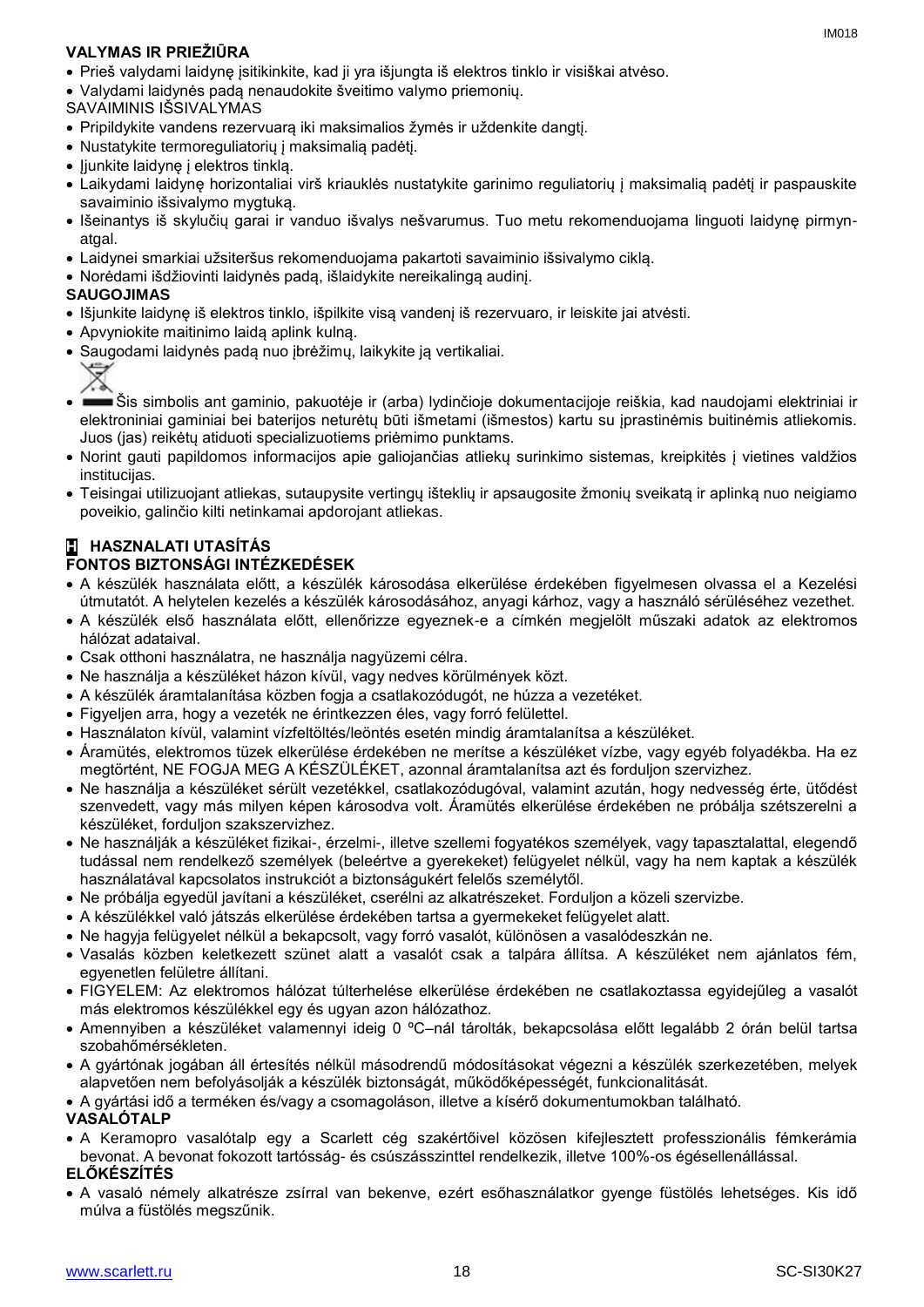**VALYMAS IR PRIEŽIŪRA**

- Prieš valydami laidynę įsitikinkite, kad ji yra išjungta iš elektros tinklo ir visiškai atvėso.
- Valydami laidynės padą nenaudokite šveitimo valymo priemonių.

SAVAIMINIS IŠSIVALYMAS

- Pripildykite vandens rezervuarą iki maksimalios žymės ir uždenkite dangtį.
- Nustatykite termoreguliatorių į maksimalią padėtį.
- Įjunkite laidynę į elektros tinklą.
- Laikydami laidynę horizontaliai virš kriauklės nustatykite garinimo reguliatorių į maksimalią padėtį ir paspauskite savaiminio išsivalymo mygtuką.
- Išeinantys iš skylučių garai ir vanduo išvalys nešvarumus. Tuo metu rekomenduojama linguoti laidynę pirmyn-atgal.
- Laidynei smarkiai užsiteršus rekomenduojama pakartoti savaiminio išsivalymo ciklą.
- Norėdami išdžiovinti laidynės padą, išlaidykite nereikalingą audinį.

**SAUGOJIMAS**

- Išjunkite laidynę iš elektros tinklo, išpilkite visą vandenį iš rezervuaro, ir leiskite jai atvėsti.
- Apvyniokite maitinimo laidą aplink kulną.
- Saugodami laidynės padą nuo įbrėžimų, laikykite ją vertikaliai.
- Šis simbolis ant gaminio, pakuotėje ir (arba) lydinčioje dokumentacijoje reiškia, kad naudojami elektriniai ir elektroniniai gaminiai bei baterijos neturėtų būti išmetami (išmestos) kartu su įprastinėmis buitinėmis atliekomis. Juos (jas) reikėtų atiduoti specializuotiems priėmimo punktams.
- Norint gauti papildomos informacijos apie galiojančias atliekų surinkimo sistemas, kreipkitės į vietines valdžios institucijas.
- Teisingai utilizuojant atliekas, sutaupysite vertingų išteklių ir apsaugosite žmonių sveikatą ir aplinką nuo neigiamo poveikio, galinčio kilti netinkamai apdorojant atliekas.

**H HASZNALATI UTASÍTÁS**

**FONTOS BIZTONSÁGI INTÉZKEDÉSEK**

- A készülék használata előtt, a készülék károsodása elkerülése érdekében figyelmesen olvassa el a Kezelési útmutatót. A helytelen kezelés a készülék károsodásához, anyagi kárhoz, vagy a használó sérüléséhez vezethet.
- A készülék első használata előtt, ellenőrizze egyeznek-e a címkén megjelölt műszaki adatok az elektromos hálózat adataival.
- Csak otthoni használatra, ne használja nagyüzemi célra.
- Ne használja a készüléket házon kívül, vagy nedves körülmények közt.
- A készülék áramtalanítása közben fogja a csatlakozódugót, ne húzza a vezetéket.
- Figyeljen arra, hogy a vezeték ne érintkezzen éles, vagy forró felülettel.
- Használaton kívül, valamint vízfeltöltés/leöntés esetén mindig áramtalanítsa a készüléket.
- Áramütés, elektromos tüzek elkerülése érdekében ne merítse a készüléket vízbe, vagy egyéb folyadékba. Ha ez megtörtént, NE FOGJA MEG A KÉSZÜLÉKET, azonnal áramtalanítsa azt és forduljon szervizhez.
- Ne használja a készüléket sérült vezetékkel, csatlakozódugóval, valamint azután, hogy nedvesség érte, ütődést szenvedett, vagy más milyen képen károsodva volt. Áramütés elkerülése érdekében ne próbálja szétszerelni a készüléket, forduljon szakszervizhez.
- Ne használják a készüléket fizikai-, érzelmi-, illetve szellemi fogyatékos személyek, vagy tapasztalattal, elegendő tudással nem rendelkező személyek (beleértve a gyerekeket) felügyelet nélkül, vagy ha nem kaptak a készülék használatával kapcsolatos instrukciót a biztonságukért felelős személytől.
- Ne próbálja egyedül javítani a készüléket, cserélni az alkatrészeket. Forduljon a közeli szervizbe.
- A készülékkel való játszás elkerülése érdekében tartsa a gyermekeket felügyelet alatt.
- Ne hagyja felügyelet nélkül a bekapcsolt, vagy forró vasalót, különösen a vasalódeszkán ne.
- Vasalás közben keletkezett szünet alatt a vasalót csak a talpára állítsa. A készüléket nem ajánlatos fém, egyenetlen felületre állítani.
- FIGYELEM: Az elektromos hálózat túlterhelése elkerülése érdekében ne csatlakoztassa egyidejűleg a vasalót más elektromos készülékkel egy és ugyan azon hálózathoz.
- Amennyiben a készüléket valamennyi ideig 0 ºC–nál tárolták, bekapcsolása előtt legalább 2 órán belül tartsa szobahőmérsékleten.
- A gyártónak jogában áll értesítés nélkül másodrendű módosításokat végezni a készülék szerkezetében, melyek alapvetően nem befolyásolják a készülék biztonságát, működőképességét, funkcionalitását.
- A gyártási idő a terméken és/vagy a csomagoláson, illetve a kísérő dokumentumokban található.

**VASALÓTALP**

- A Keramopro vasalótalp egy a Scarlett cég szakértőivel közösen kifejlesztett professzionális fémkerámia bevonat. A bevonat fokozott tartósság- és csúszásszinttel rendelkezik, illetve 100%-os égésellenállással.

**ELŐKÉSZÍTÉS**

- A vasaló némely alkatrésze zsírral van bekenve, ezért esőhasználatkor gyenge füstölés lehetséges. Kis idő múlva a füstölés megszűnik.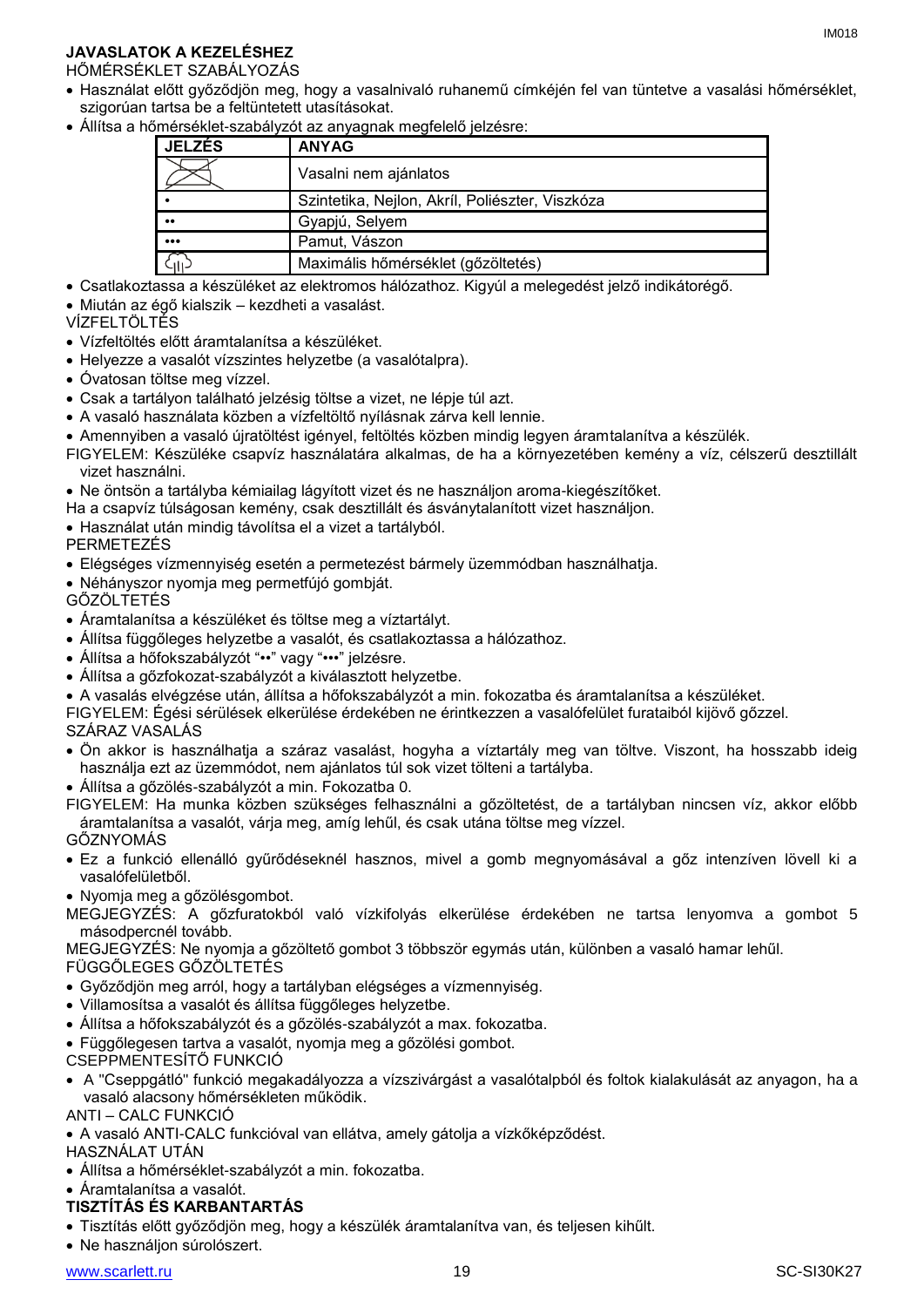**JAVASLATOK A KEZELÉSHEZ**

HŐMÉRSÉKLET SZABÁLYOZÁS

- Használat előtt győződjön meg, hogy a vasalnivaló ruhanemű címkéjén fel van tüntetve a vasalási hőmérséklet, szigorúan tartsa be a feltüntetett utasításokat.
- Állítsa a hőmérséklet-szabályzót az anyagnak megfelelő jelzésre:

| JELZÉS | ANYAG |
|---|---|
| ⊠ | Vasalni nem ajánlatos |
| • | Szintetika, Nejlon, Akríl, Poliészter, Viszkóza |
| •• | Gyapjú, Selyem |
| ••• | Pamut, Vászon |
| ♨ | Maximális hőmérséklet (gőzöltetés) |

- Csatlakoztassa a készüléket az elektromos hálózathoz. Kigyúl a melegedést jelző indikátorégő.
- Miután az égő kialszik – kezdheti a vasalást.

VÍZFELTÖLTÉS

- Vízfeltöltés előtt áramtalanítsa a készüléket.
- Helyezze a vasalót vízszintes helyzetbe (a vasalótalpra).
- Óvatosan töltse meg vízzel.
- Csak a tartályon található jelzésig töltse a vizet, ne lépje túl azt.
- A vasaló használata közben a vízfeltöltő nyílásnak zárva kell lennie.
- Amennyiben a vasaló újratöltést igényel, feltöltés közben mindig legyen áramtalanítva a készülék.

FIGYELEM: Készüléke csapvíz használatára alkalmas, de ha a környezetében kemény a víz, célszerű desztillált vizet használni.

- Ne öntsön a tartályba kémiailag lágyított vizet és ne használjon aroma-kiegészítőket.

Ha a csapvíz túlságosan kemény, csak desztillált és ásványtalanított vizet használjon.

- Használat után mindig távolítsa el a vizet a tartályból.

PERMETEZÉS

- Elégséges vízmennyiség esetén a permetezést bármely üzemmódban használhatja.
- Néhányszor nyomja meg permetfújó gombját.

GŐZÖLTETÉS

- Áramtalanítsa a készüléket és töltse meg a víztartályt.
- Állítsa függőleges helyzetbe a vasalót, és csatlakoztassa a hálózathoz.
- Állítsa a hőfokszabályzót "••" vagy "•••" jelzésre.
- Állítsa a gőzfokozat-szabályzót a kiválasztott helyzetbe.
- A vasalás elvégzése után, állítsa a hőfokszabályzót a min. fokozatba és áramtalanítsa a készüléket.

FIGYELEM: Égési sérülések elkerülése érdekében ne érintkezzen a vasalófelület furataiból kijövő gőzzel.

SZÁRAZ VASALÁS

- Ön akkor is használhatja a száraz vasalást, hogyha a víztartály meg van töltve. Viszont, ha hosszabb ideig használja ezt az üzemmódot, nem ajánlatos túl sok vizet tölteni a tartályba.
- Állítsa a gőzölés-szabályzót a min. Fokozatba 0.

FIGYELEM: Ha munka közben szükséges felhasználni a gőzöltetést, de a tartályban nincsen víz, akkor előbb áramtalanítsa a vasalót, várja meg, amíg lehűl, és csak utána töltse meg vízzel.

GŐZNYOMÁS

- Ez a funkció ellenálló gyűrődéseknél hasznos, mivel a gomb megnyomásával a gőz intenzíven lövell ki a vasalófelületből.
- Nyomja meg a gőzölésgombot.

MEGJEGYZÉS: A gőzfuratokból való vízkifolyás elkerülése érdekében ne tartsa lenyomva a gombot 5 másodpercnél tovább.

MEGJEGYZÉS: Ne nyomja a gőzöltető gombot 3 többször egymás után, különben a vasaló hamar lehűl.

FÜGGŐLEGES GŐZÖLTETÉS

- Győződjön meg arról, hogy a tartályban elégséges a vízmennyiség.
- Villamosítsa a vasalót és állítsa függőleges helyzetbe.
- Állítsa a hőfokszabályzót és a gőzölés-szabályzót a max. fokozatba.
- Függőlegesen tartva a vasalót, nyomja meg a gőzölési gombot.

CSEPPMENTESÍTŐ FUNKCIÓ

- A "Cseppgátló" funkció megakadályozza a vízszivárgást a vasalótalpból és foltok kialakulását az anyagon, ha a vasaló alacsony hőmérsékleten működik.

ANTI – CALC FUNKCIÓ

- A vasaló ANTI-CALC funkcióval van ellátva, amely gátolja a vízkőképződést.

HASZNÁLAT UTÁN

- Állítsa a hőmérséklet-szabályzót a min. fokozatba.
- Áramtalanítsa a vasalót.

**TISZTÍTÁS ÉS KARBANTARTÁS**

- Tisztítás előtt győződjön meg, hogy a készülék áramtalanítva van, és teljesen kihűlt.
- Ne használjon súrolószert.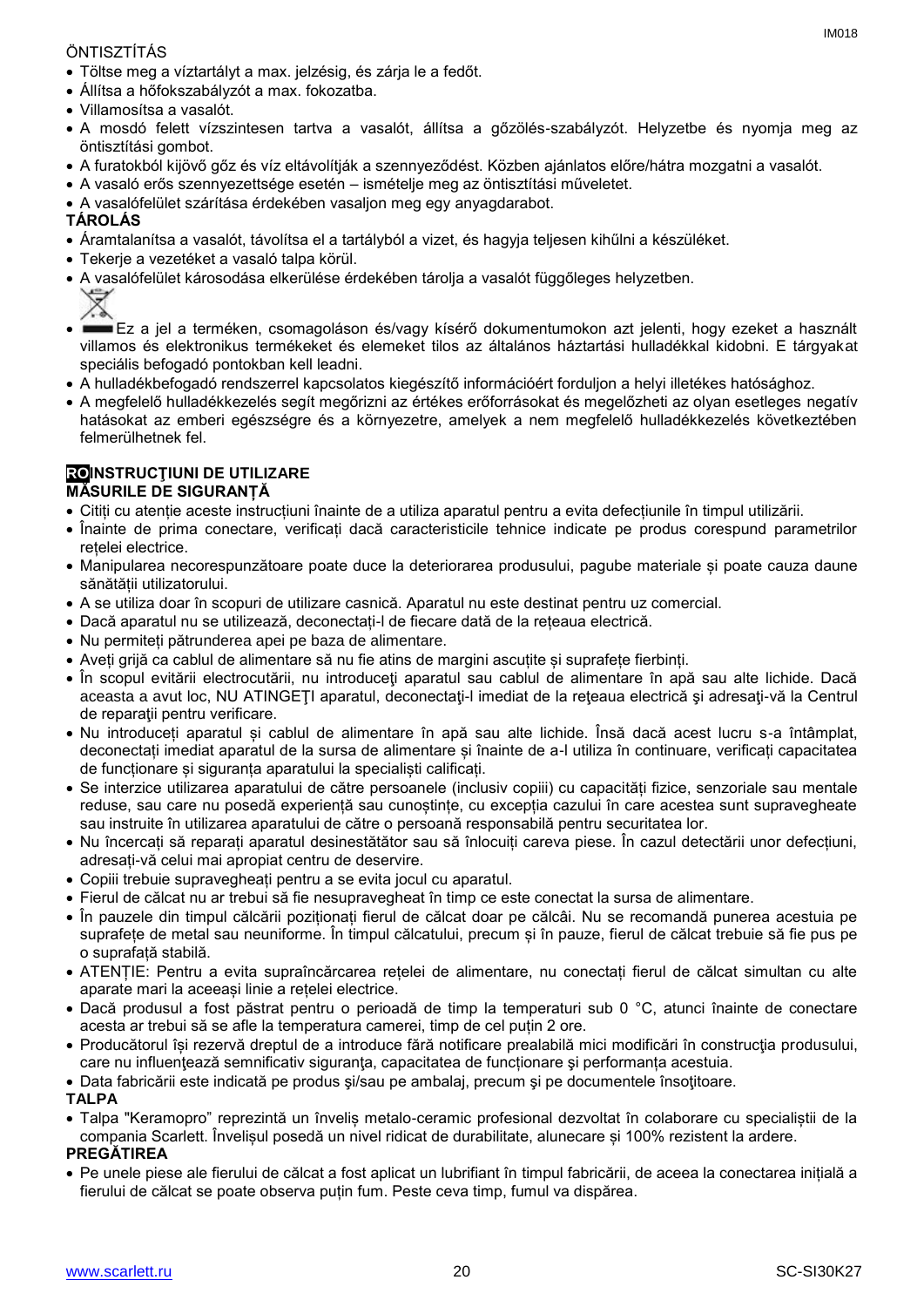ÖNTISZTÍTÁS

- Töltse meg a víztartályt a max. jelzésig, és zárja le a fedőt.
- Állítsa a hőfokszabályzót a max. fokozatba.
- Villamosítsa a vasalót.
- A mosdó felett vízszintesen tartva a vasalót, állítsa a gőzölés-szabályzót. Helyzetbe és nyomja meg az öntisztítási gombot.
- A furatokból kijövő gőz és víz eltávolítják a szennyeződést. Közben ajánlatos előre/hátra mozgatni a vasalót.
- A vasaló erős szennyezettsége esetén – ismételje meg az öntisztítási műveletet.
- A vasalófelület szárítása érdekében vasaljon meg egy anyagdarabot.

**TÁROLÁS**

- Áramtalanítsa a vasalót, távolítsa el a tartályból a vizet, és hagyja teljesen kihűlni a készüléket.
- Tekerje a vezetéket a vasaló talpa körül.
- A vasalófelület károsodása elkerülése érdekében tárolja a vasalót függőleges helyzetben.
- Ez a jel a terméken, csomagoláson és/vagy kísérő dokumentumokon azt jelenti, hogy ezeket a használt villamos és elektronikus termékeket és elemeket tilos az általános háztartási hulladékkal kidobni. E tárgyakat speciális befogadó pontokban kell leadni.
- A hulladékbefogadó rendszerrel kapcsolatos kiegészítő információért forduljon a helyi illetékes hatósághoz.
- A megfelelő hulladékkezelés segít megőrizni az értékes erőforrásokat és megelőzheti az olyan esetleges negatív hatásokat az emberi egészségre és a környezetre, amelyek a nem megfelelő hulladékkezelés következtében felmerülhetnek fel.

**RO INSTRUCŢIUNI DE UTILIZARE**

**MĂSURILE DE SIGURANȚĂ**

- Citiți cu atenție aceste instrucțiuni înainte de a utiliza aparatul pentru a evita defecțiunile în timpul utilizării.
- Înainte de prima conectare, verificați dacă caracteristicile tehnice indicate pe produs corespund parametrilor rețelei electrice.
- Manipularea necorespunzătoare poate duce la deteriorarea produsului, pagube materiale și poate cauza daune sănătății utilizatorului.
- A se utiliza doar în scopuri de utilizare casnică. Aparatul nu este destinat pentru uz comercial.
- Dacă aparatul nu se utilizează, deconectați-l de fiecare dată de la rețeaua electrică.
- Nu permiteți pătrunderea apei pe baza de alimentare.
- Aveți grijă ca cablul de alimentare să nu fie atins de margini ascuțite și suprafețe fierbinți.
- În scopul evitării electrocutării, nu introduceţi aparatul sau cablul de alimentare în apă sau alte lichide. Dacă aceasta a avut loc, NU ATINGEŢI aparatul, deconectaţi-l imediat de la reţeaua electrică şi adresaţi-vă la Centrul de reparaţii pentru verificare.
- Nu introduceți aparatul și cablul de alimentare în apă sau alte lichide. Însă dacă acest lucru s-a întâmplat, deconectați imediat aparatul de la sursa de alimentare și înainte de a-l utiliza în continuare, verificați capacitatea de funcționare și siguranța aparatului la specialiști calificați.
- Se interzice utilizarea aparatului de către persoanele (inclusiv copiii) cu capacități fizice, senzoriale sau mentale reduse, sau care nu posedă experiență sau cunoștințe, cu excepția cazului în care acestea sunt supravegheate sau instruite în utilizarea aparatului de către o persoană responsabilă pentru securitatea lor.
- Nu încercați să reparați aparatul desinestătător sau să înlocuiți careva piese. În cazul detectării unor defecțiuni, adresați-vă celui mai apropiat centru de deservire.
- Copiii trebuie supravegheați pentru a se evita jocul cu aparatul.
- Fierul de călcat nu ar trebui să fie nesupravegheat în timp ce este conectat la sursa de alimentare.
- În pauzele din timpul călcării poziționați fierul de călcat doar pe călcâi. Nu se recomandă punerea acestuia pe suprafețe de metal sau neuniforme. În timpul călcatului, precum și în pauze, fierul de călcat trebuie să fie pus pe o suprafață stabilă.
- ATENȚIE: Pentru a evita supraîncărcarea rețelei de alimentare, nu conectați fierul de călcat simultan cu alte aparate mari la aceeași linie a rețelei electrice.
- Dacă produsul a fost păstrat pentru o perioadă de timp la temperaturi sub 0 °C, atunci înainte de conectare acesta ar trebui să se afle la temperatura camerei, timp de cel puțin 2 ore.
- Producătorul își rezervă dreptul de a introduce fără notificare prealabilă mici modificări în construcţia produsului, care nu influenţează semnificativ siguranţa, capacitatea de funcţionare şi performanța acestuia.
- Data fabricării este indicată pe produs şi/sau pe ambalaj, precum şi pe documentele însoţitoare.

**TALPA**

- Talpa "Keramopro" reprezintă un înveliș metalo-ceramic profesional dezvoltat în colaborare cu specialiștii de la compania Scarlett. Învelișul posedă un nivel ridicat de durabilitate, alunecare și 100% rezistent la ardere.

**PREGĂTIREA**

- Pe unele piese ale fierului de călcat a fost aplicat un lubrifiant în timpul fabricării, de aceea conectarea inițială a fierului de călcat se poate observa puțin fum. Peste ceva timp, fumul va dispărea.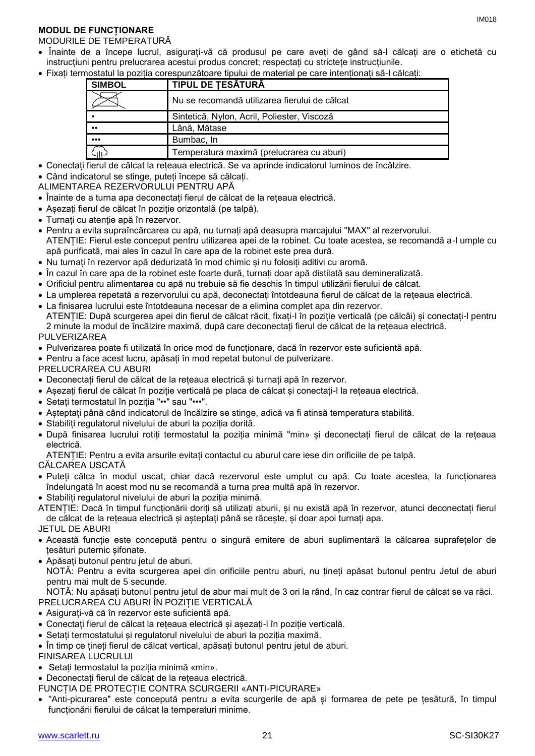**MODUL DE FUNCȚIONARE**

MODURILE DE TEMPERATURĂ

- Înainte de a începe lucrul, asigurați-vă că produsul pe care aveți de gând să-l călcați are o etichetă cu instrucțiuni pentru prelucrarea acestui produs concret; respectați cu strictețe instrucțiunile.
- Fixați termostatul la poziția corespunzătoare tipului de material pe care intenționați să-l călcați:

| SIMBOL | TIPUL DE ȚESĂTURĂ |
|---|---|
| ⊠ | Nu se recomandă utilizarea fierului de călcat |
| • | Sintetică, Nylon, Acril, Poliester, Viscoză |
| •• | Lână, Mătase |
| ••• | Bumbac, In |
| ♨ | Temperatura maximă (prelucrarea cu aburi) |

- Conectați fierul de călcat la rețeaua electrică. Se va aprinde indicatorul luminos de încălzire.
- Când indicatorul se stinge, puteți începe să călcați.

ALIMENTAREA REZERVORULUI PENTRU APĂ

- Înainte de a turna apa deconectați fierul de călcat de la rețeaua electrică.
- Așezați fierul de călcat în poziție orizontală (pe talpă).
- Turnați cu atenție apă în rezervor.
- Pentru a evita supraîncărcarea cu apă, nu turnați apă deasupra marcajului "MAX" al rezervorului.
  ATENȚIE: Fierul este conceput pentru utilizarea apei de la robinet. Cu toate acestea, se recomandă a-l umple cu apă purificată, mai ales în cazul în care apa de la robinet este prea dură.
- Nu turnați în rezervor apă dedurizată în mod chimic și nu folosiți aditivi cu aromă.
- În cazul în care apa de la robinet este foarte dură, turnați doar apă distilată sau demineralizată.
- Orificiul pentru alimentarea cu apă nu trebuie să fie deschis în timpul utilizării fierului de călcat.
- La umplerea repetată a rezervorului cu apă, deconectați întotdeauna fierul de călcat de la rețeaua electrică.
- La finisarea lucrului este întotdeauna necesar de a elimina complet apa din rezervor.
  ATENȚIE: După scurgerea apei din fierul de călcat răcit, fixați-l în poziție verticală (pe călcâi) și conectați-l pentru 2 minute la modul de încălzire maximă, după care deconectați fierul de călcat de la rețeaua electrică.

PULVERIZAREA

- Pulverizarea poate fi utilizată în orice mod de funcționare, dacă în rezervor este suficientă apă.
- Pentru a face acest lucru, apăsați în mod repetat butonul de pulverizare.

PRELUCRAREA CU ABURI

- Deconectați fierul de călcat de la rețeaua electrică și turnați apă în rezervor.
- Așezați fierul de călcat în poziție verticală pe placa de călcat și conectați-l la rețeaua electrică.
- Setați termostatul în poziția "••" sau "•••".
- Așteptați până când indicatorul de încălzire se stinge, adică va fi atinsă temperatura stabilită.
- Stabiliți regulatorul nivelului de aburi la poziția dorită.
- După finisarea lucrului rotiți termostatul la poziția minimă "min" și deconectați fierul de călcat de la rețeaua electrică.
  ATENȚIE: Pentru a evita arsurile evitați contactul cu aburul care iese din orificiile de pe talpă.

CĂLCAREA USCATĂ

- Puteți călca în modul uscat, chiar dacă rezervorul este umplut cu apă. Cu toate acestea, la funcționarea îndelungată în acest mod nu se recomandă a turna prea multă apă în rezervor.
- Stabiliți regulatorul nivelului de aburi la poziția minimă.

ATENȚIE: Dacă în timpul funcționării doriți să utilizați aburii, și nu există apă în rezervor, atunci deconectați fierul de călcat de la rețeaua electrică și așteptați până se răcește, și doar apoi turnați apa.

JETUL DE ABURI

- Această funcție este concepută pentru o singură emitere de aburi suplimentară la călcarea suprafețelor de țesături puternic șifonate.
- Apăsați butonul pentru jetul de aburi.
  NOTĂ: Pentru a evita scurgerea apei din orificiile pentru aburi, nu țineți apăsat butonul pentru Jetul de aburi pentru mai mult de 5 secunde.
  NOTĂ: Nu apăsați butonul pentru jetul de abur mai mult de 3 ori la rând, în caz contrar fierul de călcat se va răci.

PRELUCRAREA CU ABURI ÎN POZIȚIE VERTICALĂ

- Asigurați-vă că în rezervor este suficientă apă.
- Conectați fierul de călcat la rețeaua electrică și așezați-l în poziție verticală.
- Setați termostatului și regulatorul nivelului de aburi la poziția maximă.
- În timp ce țineți fierul de călcat vertical, apăsați butonul pentru jetul de aburi.

FINISAREA LUCRULUI

- Setați termostatul la poziția minimă «min».
- Deconectați fierul de călcat de la rețeaua electrică.

FUNCȚIA DE PROTECȚIE CONTRA SCURGERII «ANTI-PICURARE»

- "Anti-picurarea" este concepută pentru a evita scurgerile de apă și formarea de pete pe țesătură, în timpul funcționării fierului de călcat la temperaturi minime.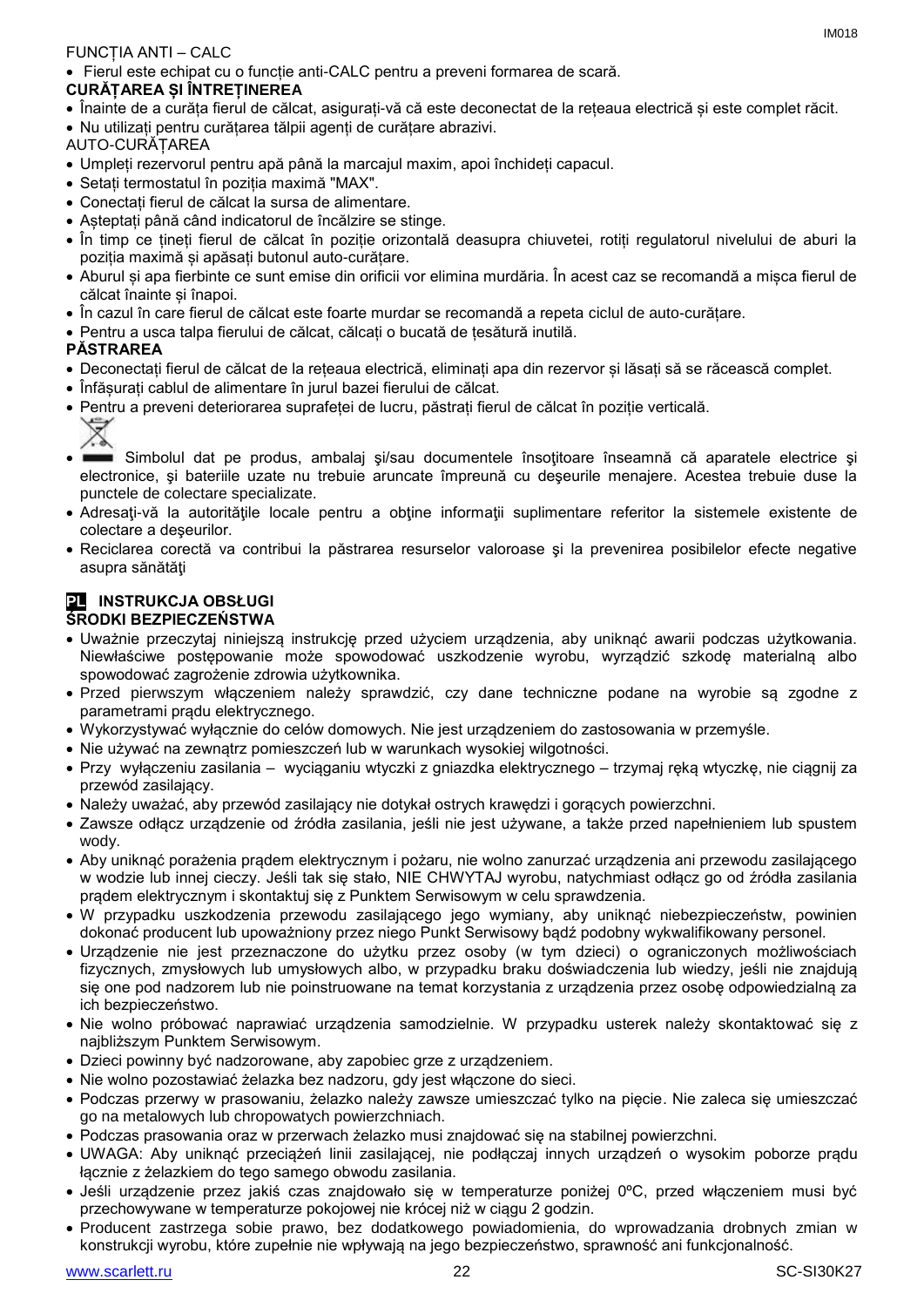FUNCȚIA ANTI – CALC

- Fierul este echipat cu o funcție anti-CALC pentru a preveni formarea de scară.

**CURĂȚAREA ȘI ÎNTREȚINEREA**

- Înainte de a curăța fierul de călcat, asigurați-vă că este deconectat de la rețeaua electrică și este complet răcit.
- Nu utilizați pentru curățarea tălpii agenți de curățare abrazivi.

AUTO-CURĂȚAREA

- Umpleți rezervorul pentru apă până la marcajul maxim, apoi închideți capacul.
- Setați termostatul în poziția maximă "MAX".
- Conectați fierul de călcat la sursa de alimentare.
- Așteptați până când indicatorul de încălzire se stinge.
- În timp ce țineți fierul de călcat în poziție orizontală deasupra chiuvetei, rotiți regulatorul nivelului de aburi la poziția maximă și apăsați butonul auto-curățare.
- Aburul și apa fierbinte ce sunt emise din orificii vor elimina murdăria. În acest caz se recomandă a mișca fierul de călcat înainte și înapoi.
- În cazul în care fierul de călcat este foarte murdar se recomandă a repeta ciclul de auto-curățare.
- Pentru a usca talpa fierului de călcat, călcați o bucată de țesătură inutilă.

**PĂSTRAREA**

- Deconectați fierul de călcat de la rețeaua electrică, eliminați apa din rezervor și lăsați să se răcească complet.
- Înfășurați cablul de alimentare în jurul bazei fierului de călcat.
- Pentru a preveni deteriorarea suprafeței de lucru, păstrați fierul de călcat în poziție verticală.
- Simbolul dat pe produs, ambalaj şi/sau documentele însoţitoare înseamnă că aparatele electrice şi electronice, şi bateriile uzate nu trebuie aruncate împreună cu deşeurile menajere. Acestea trebuie duse la punctele de colectare specializate.
- Adresaţi-vă la autorităţile locale pentru a obţine informaţii suplimentare referitor la sistemele existente de colectare a deşeurilor.
- Reciclarea corectă va contribui la păstrarea resurselor valoroase şi la prevenirea posibilelor efecte negative asupra sănătăţi

## PL INSTRUKCJA OBSŁUGI

**ŚRODKI BEZPIECZEŃSTWA**

- Uważnie przeczytaj niniejszą instrukcję przed użyciem urządzenia, aby uniknąć awarii podczas użytkowania. Niewłaściwe postępowanie może spowodować uszkodzenie wyrobu, wyrządzić szkodę materialną albo spowodować zagrożenie zdrowia użytkownika.
- Przed pierwszym włączeniem należy sprawdzić, czy dane techniczne podane na wyrobie są zgodne z parametrami prądu elektrycznego.
- Wykorzystywać wyłącznie do celów domowych. Nie jest urządzeniem do zastosowania w przemyśle.
- Nie używać na zewnątrz pomieszczeń lub w warunkach wysokiej wilgotności.
- Przy wyłączeniu zasilania – wyciąganiu wtyczki z gniazdka elektrycznego – trzymaj ręką wtyczkę, nie ciągnij za przewód zasilający.
- Należy uważać, aby przewód zasilający nie dotykał ostrych krawędzi i gorących powierzchni.
- Zawsze odłącz urządzenie od źródła zasilania, jeśli nie jest używane, a także przed napełnieniem lub spustem wody.
- Aby uniknąć porażenia prądem elektrycznym i pożaru, nie wolno zanurzać urządzenia ani przewodu zasilającego w wodzie lub innej cieczy. Jeśli tak się stało, NIE CHWYTAJ wyrobu, natychmiast odłącz go od źródła zasilania prądem elektrycznym i skontaktuj się z Punktem Serwisowym w celu sprawdzenia.
- W przypadku uszkodzenia przewodu zasilającego jego wymiany, aby uniknąć niebezpieczeństw, powinien dokonać producent lub upoważniony przez niego Punkt Serwisowy bądź podobny wykwalifikowany personel.
- Urządzenie nie jest przeznaczone do użytku przez osoby (w tym dzieci) o ograniczonych możliwościach fizycznych, zmysłowych lub umysłowych albo, w przypadku braku doświadczenia lub wiedzy, jeśli nie znajdują się one pod nadzorem lub nie poinstruowane na temat korzystania z urządzenia przez osobę odpowiedzialną za ich bezpieczeństwo.
- Nie wolno próbować naprawiać urządzenia samodzielnie. W przypadku usterek należy skontaktować się z najbliższym Punktem Serwisowym.
- Dzieci powinny być nadzorowane, aby zapobiec grze z urządzeniem.
- Nie wolno pozostawiać żelazka bez nadzoru, gdy jest włączone do sieci.
- Podczas przerwy w prasowaniu, żelazko należy zawsze umieszczać tylko na pięcie. Nie zaleca się umieszczać go na metalowych lub chropowatych powierzchniach.
- Podczas prasowania oraz w przerwach żelazko musi znajdować się na stabilnej powierzchni.
- UWAGA: Aby uniknąć przeciążeń linii zasilającej, nie podłączaj innych urządzeń o wysokim poborze prądu łącznie z żelazkiem do tego samego obwodu zasilania.
- Jeśli urządzenie przez jakiś czas znajdowało się w temperaturze poniżej 0ºC, przed włączeniem musi być przechowywane w temperaturze pokojowej nie krócej niż w ciągu 2 godzin.
- Producent zastrzega sobie prawo, bez dodatkowego powiadomienia, do wprowadzania drobnych zmian w konstrukcji wyrobu, które zupełnie nie wpływają na jego bezpieczeństwo, sprawność ani funkcjonalność.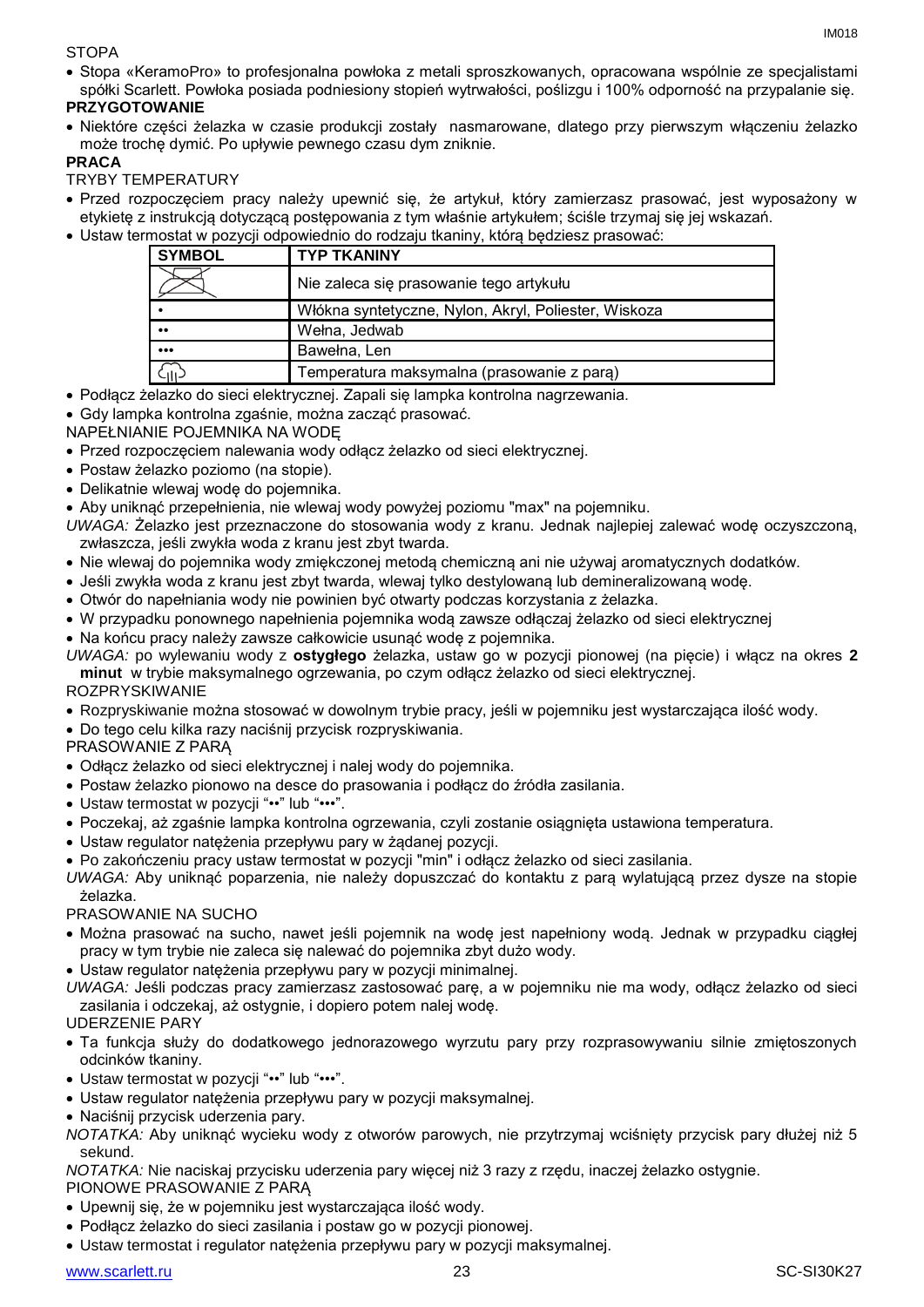STOPA

- Stopa «KeramoPro» to profesjonalna powłoka z metali sproszkowanych, opracowana wspólnie ze specjalistami spółki Scarlett. Powłoka posiada podniesiony stopień wytrwałości, poślizgu i 100% odporność na przypalanie się.

**PRZYGOTOWANIE**

- Niektóre części żelazka w czasie produkcji zostały nasmarowane, dlatego przy pierwszym włączeniu żelazko może trochę dymić. Po upływie pewnego czasu dym zniknie.

**PRACA**

TRYBY TEMPERATURY

- Przed rozpoczęciem pracy należy upewnić się, że artykuł, który zamierzasz prasować, jest wyposażony w etykietę z instrukcją dotyczącą postępowania z tym właśnie artykułem; ściśle trzymaj się jej wskazań.
- Ustaw termostat w pozycji odpowiednio do rodzaju tkaniny, którą będziesz prasować:

| SYMBOL | TYP TKANINY |
|---|---|
| (przekreślone żelazko) | Nie zaleca się prasowanie tego artykułu |
| • | Włókna syntetyczne, Nylon, Akryl, Poliester, Wiskoza |
| •• | Wełna, Jedwab |
| ••• | Bawełna, Len |
| (symbol pary) | Temperatura maksymalna (prasowanie z parą) |

- Podłącz żelazko do sieci elektrycznej. Zapali się lampka kontrolna nagrzewania.
- Gdy lampka kontrolna zgaśnie, można zacząć prasować.

NAPEŁNIANIE POJEMNIKA NA WODĘ

- Przed rozpoczęciem nalewania wody odłącz żelazko od sieci elektrycznej.
- Postaw żelazko poziomo (na stopie).
- Delikatnie wlewaj wodę do pojemnika.
- Aby uniknąć przepełnienia, nie wlewaj wody powyżej poziomu "max" na pojemniku.

*UWAGA:* Żelazko jest przeznaczone do stosowania wody z kranu. Jednak najlepiej zalewać wodę oczyszczoną, zwłaszcza, jeśli zwykła woda z kranu jest zbyt twarda.

- Nie wlewaj do pojemnika wody zmiękczonej metodą chemiczną ani nie używaj aromatycznych dodatków.
- Jeśli zwykła woda z kranu jest zbyt twarda, wlewaj tylko destylowaną lub demineralizowaną wodę.
- Otwór do napełniania wody nie powinien być otwarty podczas korzystania z żelazka.
- W przypadku ponownego napełnienia pojemnika wodą zawsze odłączaj żelazko od sieci elektrycznej
- Na końcu pracy należy zawsze całkowicie usunąć wodę z pojemnika.

*UWAGA:* po wylewaniu wody z **ostygłego** żelazka, ustaw go w pozycji pionowej (na pięcie) i włącz na okres **2 minut** w trybie maksymalnego ogrzewania, po czym odłącz żelazko od sieci elektrycznej.

ROZPRYSKIWANIE

- Rozpryskiwanie można stosować w dowolnym trybie pracy, jeśli w pojemniku jest wystarczająca ilość wody.
- Do tego celu kilka razy naciśnij przycisk rozpryskiwania.

PRASOWANIE Z PARĄ

- Odłącz żelazko od sieci elektrycznej i nalej wody do pojemnika.
- Postaw żelazko pionowo na desce do prasowania i podłącz do źródła zasilania.
- Ustaw termostat w pozycji "••" lub "•••".
- Poczekaj, aż zgaśnie lampka kontrolna ogrzewania, czyli zostanie osiągnięta ustawiona temperatura.
- Ustaw regulator natężenia przepływu pary w żądanej pozycji.
- Po zakończeniu pracy ustaw termostat w pozycji "min" i odłącz żelazko od sieci zasilania.

*UWAGA:* Aby uniknąć poparzenia, nie należy dopuszczać do kontaktu z parą wylatującą przez dysze na stopie żelazka.

PRASOWANIE NA SUCHO

- Można prasować na sucho, nawet jeśli pojemnik na wodę jest napełniony wodą. Jednak w przypadku ciągłej pracy w tym trybie nie zaleca się nalewać do pojemnika zbyt dużo wody.
- Ustaw regulator natężenia przepływu pary w pozycji minimalnej.

*UWAGA:* Jeśli podczas pracy zamierzasz zastosować parę, a w pojemniku nie ma wody, odłącz żelazko od sieci zasilania i odczekaj, aż ostygnie, i dopiero potem nalej wodę.

UDERZENIE PARY

- Ta funkcja służy do dodatkowego jednorazowego wyrzutu pary przy rozprasowywaniu silnie zmiętoszonych odcinków tkaniny.
- Ustaw termostat w pozycji "••" lub "•••".
- Ustaw regulator natężenia przepływu pary w pozycji maksymalnej.
- Naciśnij przycisk uderzenia pary.

*NOTATKA:* Aby uniknąć wycieku wody z otworów parowych, nie przytrzymaj wciśnięty przycisk pary dłużej niż 5 sekund.

*NOTATKA:* Nie naciskaj przycisku uderzenia pary więcej niż 3 razy z rzędu, inaczej żelazko ostygnie.

PIONOWE PRASOWANIE Z PARĄ

- Upewnij się, że w pojemniku jest wystarczająca ilość wody.
- Podłącz żelazko do sieci zasilania i postaw go w pozycji pionowej.
- Ustaw termostat i regulator natężenia przepływu pary w pozycji maksymalnej.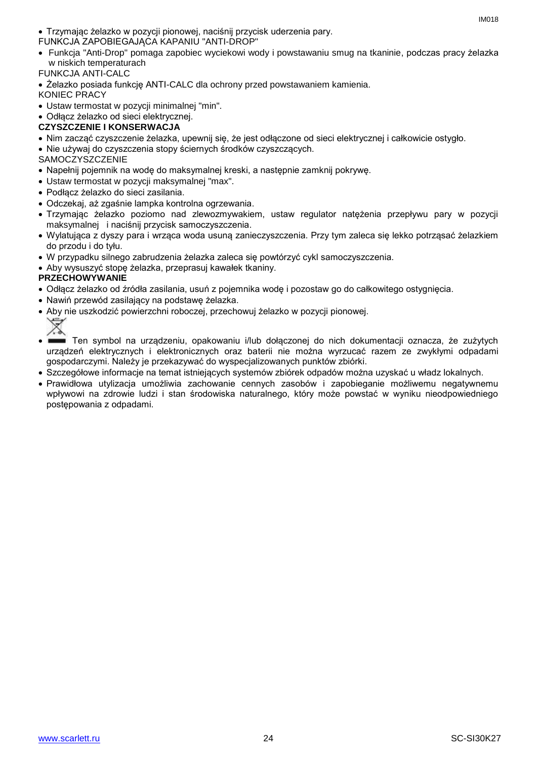- Trzymając żelazko w pozycji pionowej, naciśnij przycisk uderzenia pary.

FUNKCJA ZAPOBIEGAJĄCA KAPANIU "ANTI-DROP"

- Funkcja "Anti-Drop" pomaga zapobiec wyciekowi wody i powstawaniu smug na tkaninie, podczas pracy żelazka w niskich temperaturach

FUNKCJA ANTI-CALC

- Żelazko posiada funkcję ANTI-CALC dla ochrony przed powstawaniem kamienia.

KONIEC PRACY

- Ustaw termostat w pozycji minimalnej "min".
- Odłącz żelazko od sieci elektrycznej.

**CZYSZCZENIE I KONSERWACJA**

- Nim zacząć czyszczenie żelazka, upewnij się, że jest odłączone od sieci elektrycznej i całkowicie ostygło.
- Nie używaj do czyszczenia stopy ściernych środków czyszczących.

SAMOCZYSZCZENIE

- Napełnij pojemnik na wodę do maksymalnej kreski, a następnie zamknij pokrywę.
- Ustaw termostat w pozycji maksymalnej "max".
- Podłącz żelazko do sieci zasilania.
- Odczekaj, aż zgaśnie lampka kontrolna ogrzewania.
- Trzymając żelazko poziomo nad zlewozmywakiem, ustaw regulator natężenia przepływu pary w pozycji maksymalnej i naciśnij przycisk samoczyszczenia.
- Wylatująca z dyszy para i wrząca woda usuną zanieczyszczenia. Przy tym zaleca się lekko potrząsać żelazkiem do przodu i do tyłu.
- W przypadku silnego zabrudzenia żelazka zaleca się powtórzyć cykl samoczyszczenia.
- Aby wysuszyć stopę żelazka, przeprasuj kawałek tkaniny.

**PRZECHOWYWANIE**

- Odłącz żelazko od źródła zasilania, usuń z pojemnika wodę i pozostaw go do całkowitego ostygnięcia.
- Nawiń przewód zasilający na podstawę żelazka.
- Aby nie uszkodzić powierzchni roboczej, przechowuj żelazko w pozycji pionowej.
- Ten symbol na urządzeniu, opakowaniu i/lub dołączonej do nich dokumentacji oznacza, że zużytych urządzeń elektrycznych i elektronicznych oraz baterii nie można wyrzucać razem ze zwykłymi odpadami gospodarczymi. Należy je przekazywać do wyspecjalizowanych punktów zbiórki.
- Szczegółowe informacje na temat istniejących systemów zbiórek odpadów można uzyskać u władz lokalnych.
- Prawidłowa utylizacja umożliwia zachowanie cennych zasobów i zapobieganie możliwemu negatywnemu wpływowi na zdrowie ludzi i stan środowiska naturalnego, który może powstać w wyniku nieodpowiedniego postępowania z odpadami.